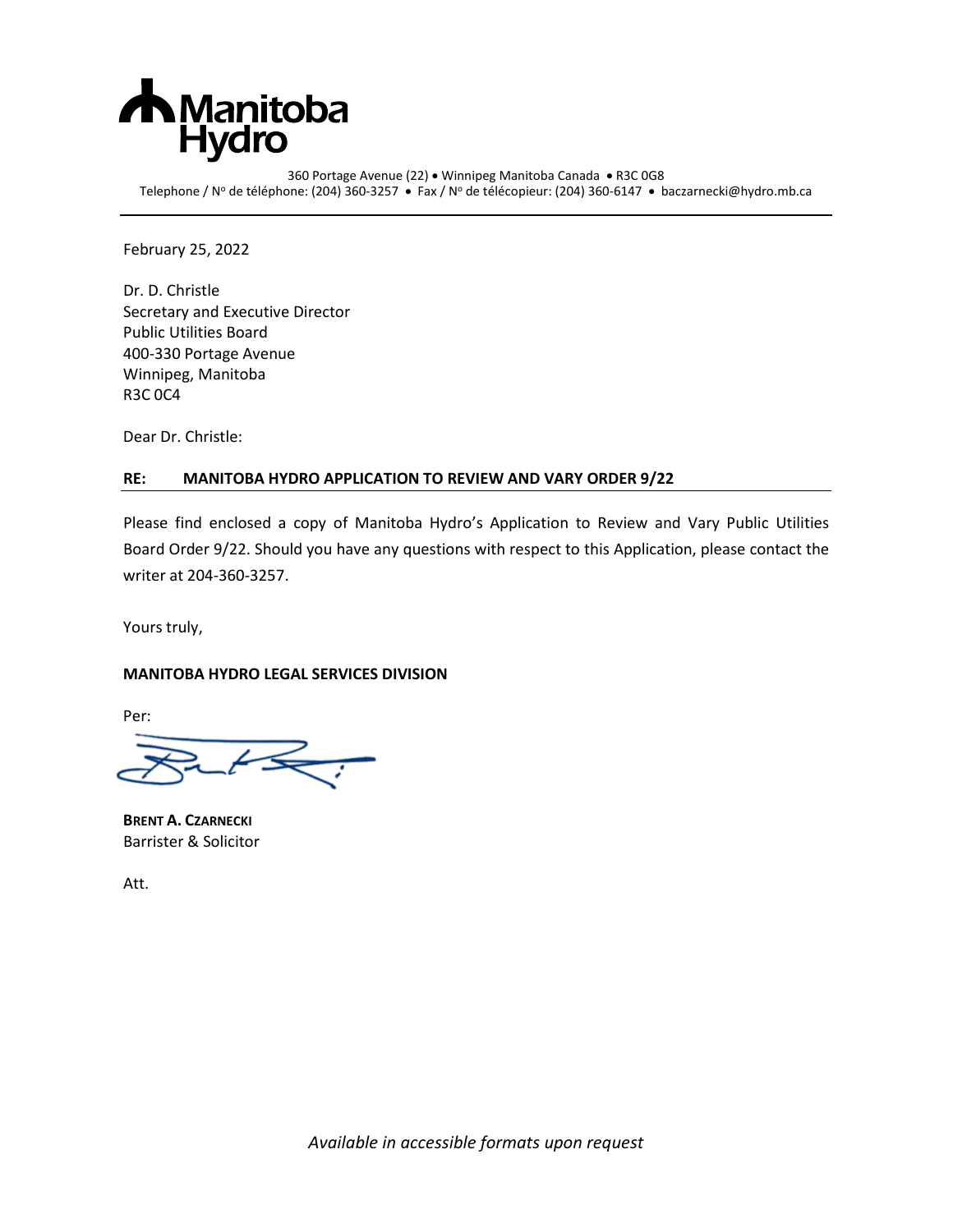**Manitoba Hydro**

360 Portage Avenue (22) • Winnipeg Manitoba Canada • R3C 0G8
Telephone / Nº de téléphone: (204) 360-3257 • Fax / Nº de télécopieur: (204) 360-6147 • baczarnecki@hydro.mb.ca

---

February 25, 2022

Dr. D. Christle
Secretary and Executive Director
Public Utilities Board
400-330 Portage Avenue
Winnipeg, Manitoba
R3C 0C4

Dear Dr. Christle:

**RE: MANITOBA HYDRO APPLICATION TO REVIEW AND VARY ORDER 9/22**

Please find enclosed a copy of Manitoba Hydro's Application to Review and Vary Public Utilities Board Order 9/22. Should you have any questions with respect to this Application, please contact the writer at 204-360-3257.

Yours truly,

**MANITOBA HYDRO LEGAL SERVICES DIVISION**

Per:

**BRENT A. CZARNECKI**
Barrister & Solicitor

Att.

*Available in accessible formats upon request*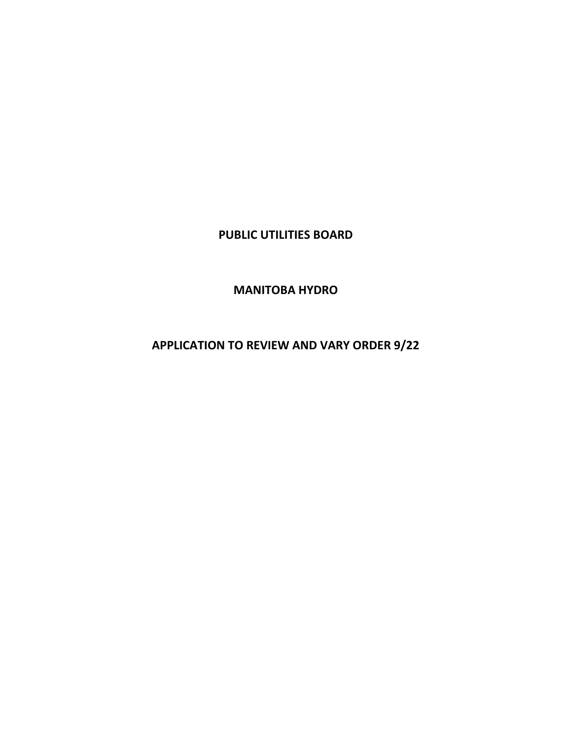**PUBLIC UTILITIES BOARD**

**MANITOBA HYDRO**

**APPLICATION TO REVIEW AND VARY ORDER 9/22**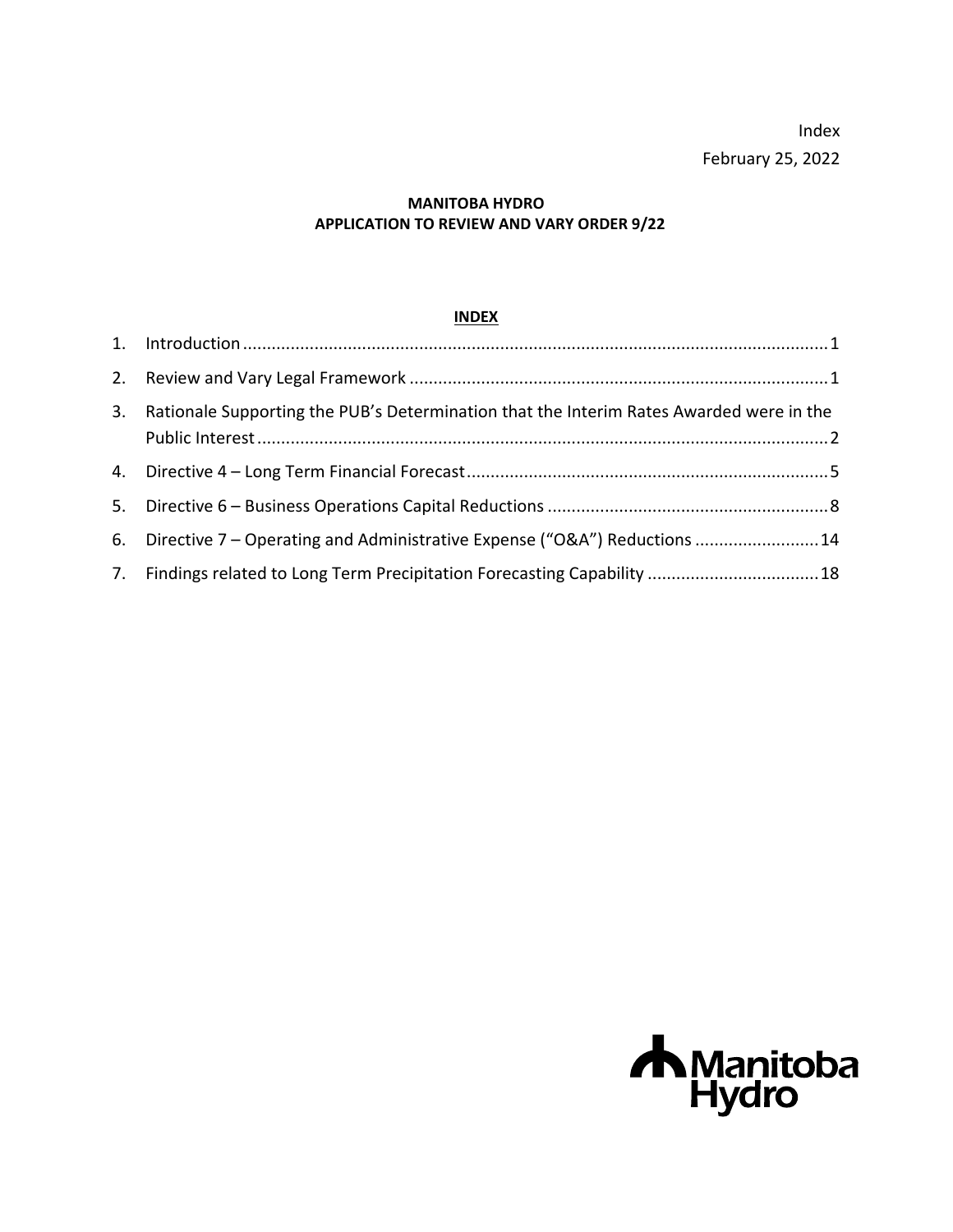Index

February 25, 2022

**MANITOBA HYDRO**
**APPLICATION TO REVIEW AND VARY ORDER 9/22**

## INDEX

1. Introduction .......................................................................................................... 1
2. Review and Vary Legal Framework ........................................................................ 1
3. Rationale Supporting the PUB's Determination that the Interim Rates Awarded were in the Public Interest .......................................................................................................... 2
4. Directive 4 – Long Term Financial Forecast ............................................................ 5
5. Directive 6 – Business Operations Capital Reductions ............................................ 8
6. Directive 7 – Operating and Administrative Expense ("O&A") Reductions .......................... 14
7. Findings related to Long Term Precipitation Forecasting Capability .................................... 18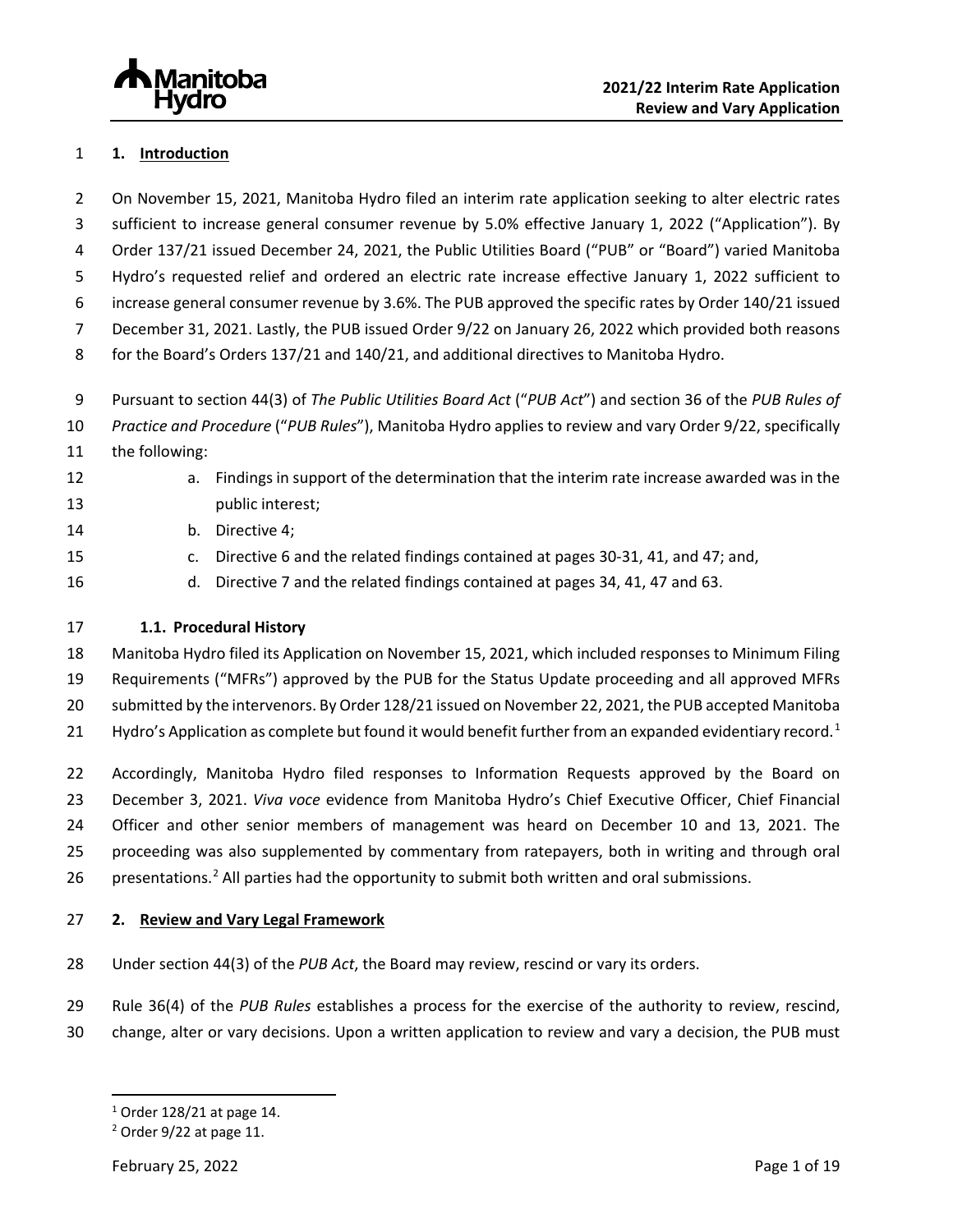## 1. Introduction

On November 15, 2021, Manitoba Hydro filed an interim rate application seeking to alter electric rates sufficient to increase general consumer revenue by 5.0% effective January 1, 2022 ("Application"). By Order 137/21 issued December 24, 2021, the Public Utilities Board ("PUB" or "Board") varied Manitoba Hydro's requested relief and ordered an electric rate increase effective January 1, 2022 sufficient to increase general consumer revenue by 3.6%. The PUB approved the specific rates by Order 140/21 issued December 31, 2021. Lastly, the PUB issued Order 9/22 on January 26, 2022 which provided both reasons for the Board's Orders 137/21 and 140/21, and additional directives to Manitoba Hydro.

Pursuant to section 44(3) of *The Public Utilities Board Act* ("*PUB Act*") and section 36 of the *PUB Rules of Practice and Procedure* ("*PUB Rules*"), Manitoba Hydro applies to review and vary Order 9/22, specifically the following:

a. Findings in support of the determination that the interim rate increase awarded was in the public interest;
b. Directive 4;
c. Directive 6 and the related findings contained at pages 30-31, 41, and 47; and,
d. Directive 7 and the related findings contained at pages 34, 41, 47 and 63.

### 1.1. Procedural History

Manitoba Hydro filed its Application on November 15, 2021, which included responses to Minimum Filing Requirements ("MFRs") approved by the PUB for the Status Update proceeding and all approved MFRs submitted by the intervenors. By Order 128/21 issued on November 22, 2021, the PUB accepted Manitoba Hydro's Application as complete but found it would benefit further from an expanded evidentiary record.[1]

Accordingly, Manitoba Hydro filed responses to Information Requests approved by the Board on December 3, 2021. *Viva voce* evidence from Manitoba Hydro's Chief Executive Officer, Chief Financial Officer and other senior members of management was heard on December 10 and 13, 2021. The proceeding was also supplemented by commentary from ratepayers, both in writing and through oral presentations.[2] All parties had the opportunity to submit both written and oral submissions.

## 2. Review and Vary Legal Framework

Under section 44(3) of the *PUB Act*, the Board may review, rescind or vary its orders.

Rule 36(4) of the *PUB Rules* establishes a process for the exercise of the authority to review, rescind, change, alter or vary decisions. Upon a written application to review and vary a decision, the PUB must

---

[1] Order 128/21 at page 14.
[2] Order 9/22 at page 11.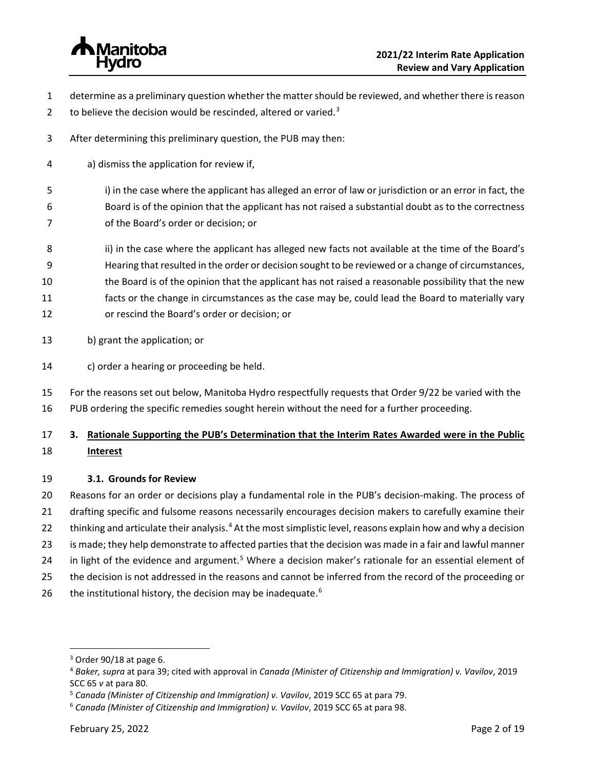determine as a preliminary question whether the matter should be reviewed, and whether there is reason to believe the decision would be rescinded, altered or varied.[3]

After determining this preliminary question, the PUB may then:

a) dismiss the application for review if,

i) in the case where the applicant has alleged an error of law or jurisdiction or an error in fact, the Board is of the opinion that the applicant has not raised a substantial doubt as to the correctness of the Board's order or decision; or

ii) in the case where the applicant has alleged new facts not available at the time of the Board's Hearing that resulted in the order or decision sought to be reviewed or a change of circumstances, the Board is of the opinion that the applicant has not raised a reasonable possibility that the new facts or the change in circumstances as the case may be, could lead the Board to materially vary or rescind the Board's order or decision; or

b) grant the application; or

c) order a hearing or proceeding be held.

For the reasons set out below, Manitoba Hydro respectfully requests that Order 9/22 be varied with the PUB ordering the specific remedies sought herein without the need for a further proceeding.

## 3. Rationale Supporting the PUB's Determination that the Interim Rates Awarded were in the Public Interest

### 3.1. Grounds for Review

Reasons for an order or decisions play a fundamental role in the PUB's decision-making. The process of drafting specific and fulsome reasons necessarily encourages decision makers to carefully examine their thinking and articulate their analysis.[4] At the most simplistic level, reasons explain how and why a decision is made; they help demonstrate to affected parties that the decision was made in a fair and lawful manner in light of the evidence and argument.[5] Where a decision maker's rationale for an essential element of the decision is not addressed in the reasons and cannot be inferred from the record of the proceeding or the institutional history, the decision may be inadequate.[6]

---

[3] Order 90/18 at page 6.

[4] *Baker, supra* at para 39; cited with approval in *Canada (Minister of Citizenship and Immigration) v. Vavilov*, 2019 SCC 65 *v* at para 80.

[5] *Canada (Minister of Citizenship and Immigration) v. Vavilov*, 2019 SCC 65 at para 79.

[6] *Canada (Minister of Citizenship and Immigration) v. Vavilov*, 2019 SCC 65 at para 98.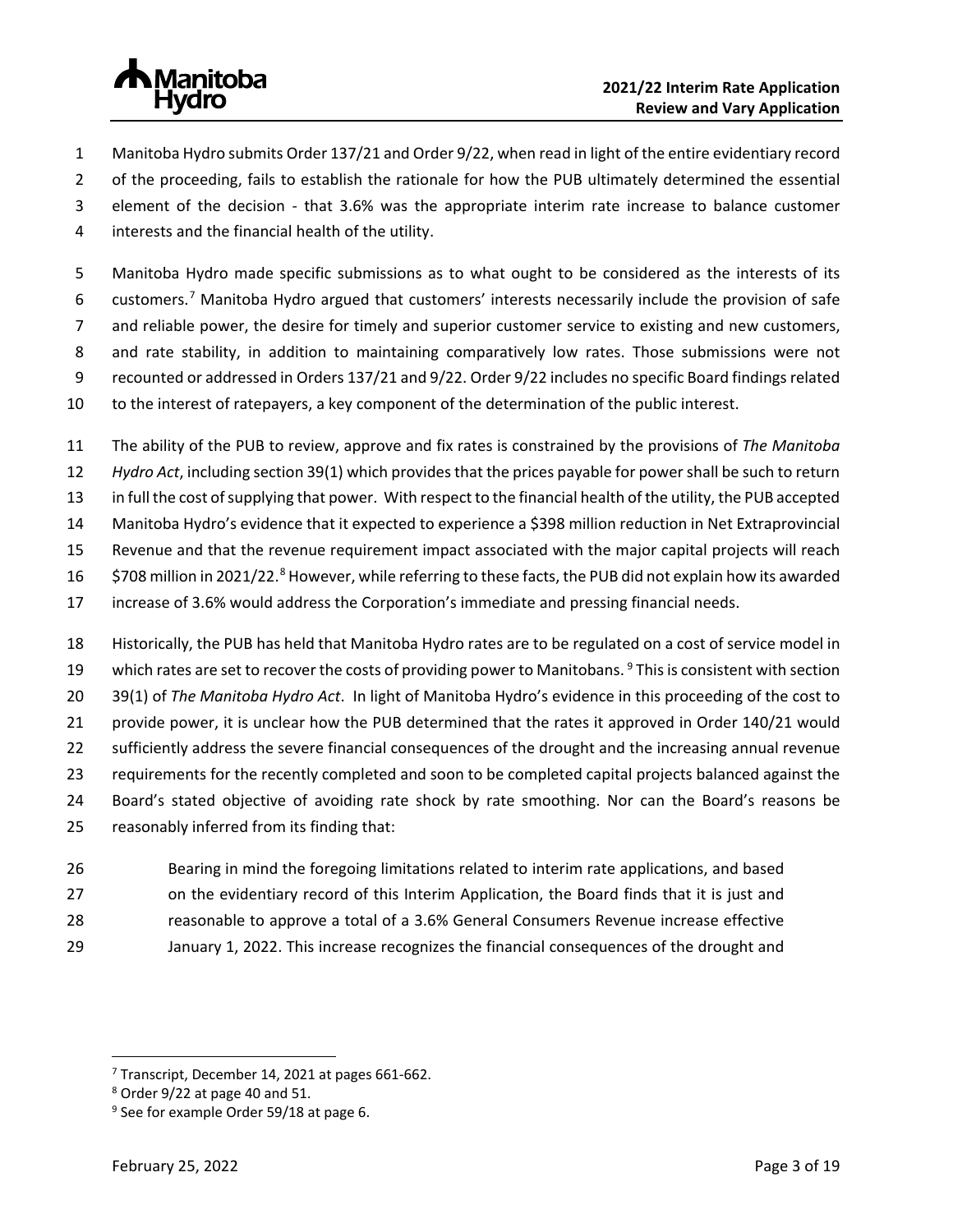Manitoba Hydro submits Order 137/21 and Order 9/22, when read in light of the entire evidentiary record of the proceeding, fails to establish the rationale for how the PUB ultimately determined the essential element of the decision - that 3.6% was the appropriate interim rate increase to balance customer interests and the financial health of the utility.

Manitoba Hydro made specific submissions as to what ought to be considered as the interests of its customers.[7] Manitoba Hydro argued that customers' interests necessarily include the provision of safe and reliable power, the desire for timely and superior customer service to existing and new customers, and rate stability, in addition to maintaining comparatively low rates. Those submissions were not recounted or addressed in Orders 137/21 and 9/22. Order 9/22 includes no specific Board findings related to the interest of ratepayers, a key component of the determination of the public interest.

The ability of the PUB to review, approve and fix rates is constrained by the provisions of *The Manitoba Hydro Act*, including section 39(1) which provides that the prices payable for power shall be such to return in full the cost of supplying that power. With respect to the financial health of the utility, the PUB accepted Manitoba Hydro's evidence that it expected to experience a $398 million reduction in Net Extraprovincial Revenue and that the revenue requirement impact associated with the major capital projects will reach $708 million in 2021/22.[8] However, while referring to these facts, the PUB did not explain how its awarded increase of 3.6% would address the Corporation's immediate and pressing financial needs.

Historically, the PUB has held that Manitoba Hydro rates are to be regulated on a cost of service model in which rates are set to recover the costs of providing power to Manitobans.[9] This is consistent with section 39(1) of *The Manitoba Hydro Act*. In light of Manitoba Hydro's evidence in this proceeding of the cost to provide power, it is unclear how the PUB determined that the rates it approved in Order 140/21 would sufficiently address the severe financial consequences of the drought and the increasing annual revenue requirements for the recently completed and soon to be completed capital projects balanced against the Board's stated objective of avoiding rate shock by rate smoothing. Nor can the Board's reasons be reasonably inferred from its finding that:

> Bearing in mind the foregoing limitations related to interim rate applications, and based on the evidentiary record of this Interim Application, the Board finds that it is just and reasonable to approve a total of a 3.6% General Consumers Revenue increase effective January 1, 2022. This increase recognizes the financial consequences of the drought and

---

[7] Transcript, December 14, 2021 at pages 661-662.

[8] Order 9/22 at page 40 and 51.

[9] See for example Order 59/18 at page 6.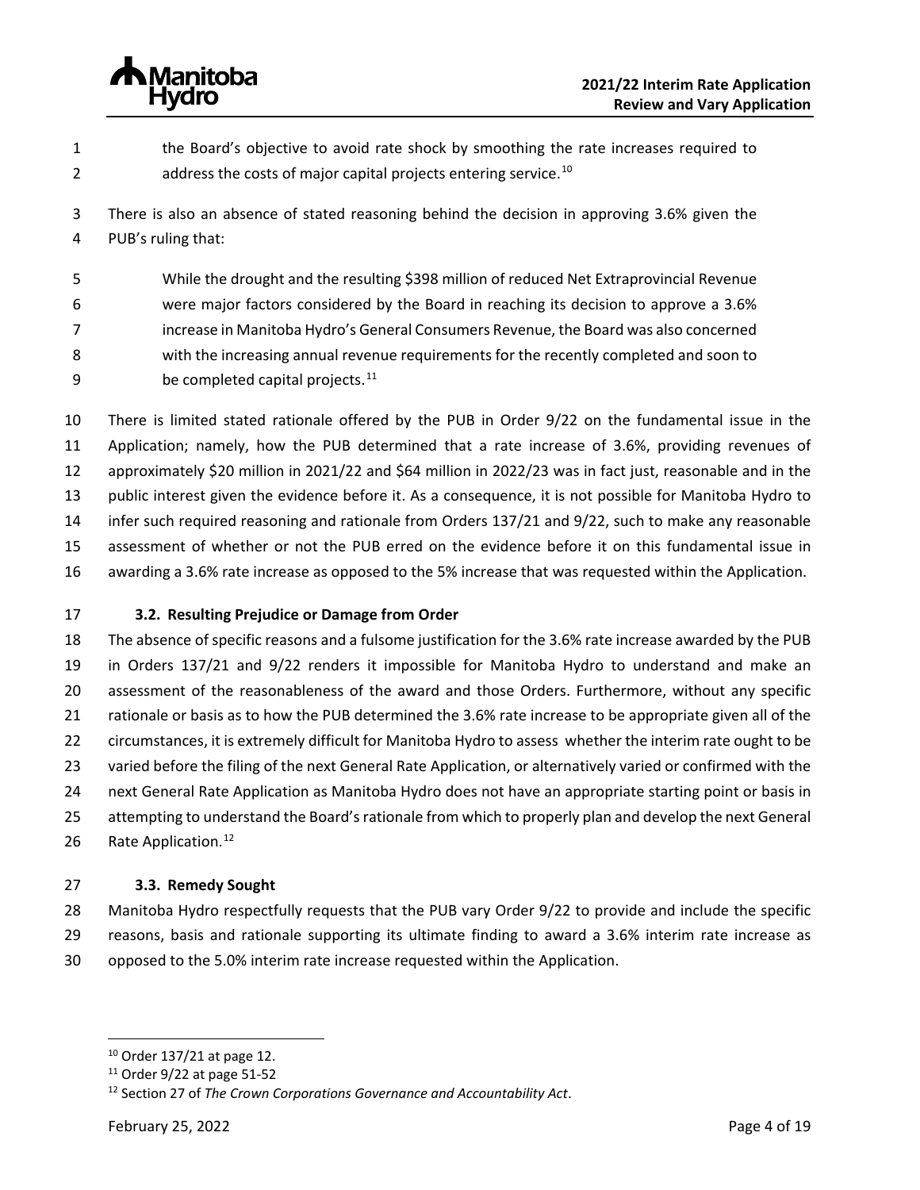the Board's objective to avoid rate shock by smoothing the rate increases required to address the costs of major capital projects entering service.[10]

There is also an absence of stated reasoning behind the decision in approving 3.6% given the PUB's ruling that:

> While the drought and the resulting $398 million of reduced Net Extraprovincial Revenue were major factors considered by the Board in reaching its decision to approve a 3.6% increase in Manitoba Hydro's General Consumers Revenue, the Board was also concerned with the increasing annual revenue requirements for the recently completed and soon to be completed capital projects.[11]

There is limited stated rationale offered by the PUB in Order 9/22 on the fundamental issue in the Application; namely, how the PUB determined that a rate increase of 3.6%, providing revenues of approximately $20 million in 2021/22 and $64 million in 2022/23 was in fact just, reasonable and in the public interest given the evidence before it. As a consequence, it is not possible for Manitoba Hydro to infer such required reasoning and rationale from Orders 137/21 and 9/22, such to make any reasonable assessment of whether or not the PUB erred on the evidence before it on this fundamental issue in awarding a 3.6% rate increase as opposed to the 5% increase that was requested within the Application.

### 3.2. Resulting Prejudice or Damage from Order

The absence of specific reasons and a fulsome justification for the 3.6% rate increase awarded by the PUB in Orders 137/21 and 9/22 renders it impossible for Manitoba Hydro to understand and make an assessment of the reasonableness of the award and those Orders. Furthermore, without any specific rationale or basis as to how the PUB determined the 3.6% rate increase to be appropriate given all of the circumstances, it is extremely difficult for Manitoba Hydro to assess whether the interim rate ought to be varied before the filing of the next General Rate Application, or alternatively varied or confirmed with the next General Rate Application as Manitoba Hydro does not have an appropriate starting point or basis in attempting to understand the Board's rationale from which to properly plan and develop the next General Rate Application.[12]

### 3.3. Remedy Sought

Manitoba Hydro respectfully requests that the PUB vary Order 9/22 to provide and include the specific reasons, basis and rationale supporting its ultimate finding to award a 3.6% interim rate increase as opposed to the 5.0% interim rate increase requested within the Application.

---

[10] Order 137/21 at page 12.

[11] Order 9/22 at page 51-52

[12] Section 27 of *The Crown Corporations Governance and Accountability Act*.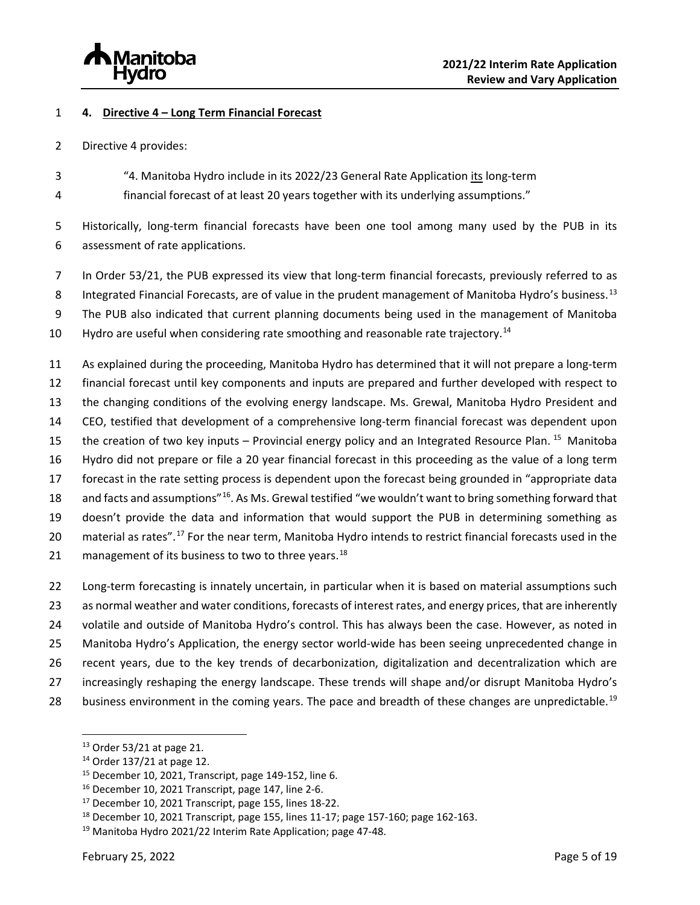## 4. Directive 4 – Long Term Financial Forecast

Directive 4 provides:

> "4. Manitoba Hydro include in its 2022/23 General Rate Application its long-term financial forecast of at least 20 years together with its underlying assumptions."

Historically, long-term financial forecasts have been one tool among many used by the PUB in its assessment of rate applications.

In Order 53/21, the PUB expressed its view that long-term financial forecasts, previously referred to as Integrated Financial Forecasts, are of value in the prudent management of Manitoba Hydro's business.[13] The PUB also indicated that current planning documents being used in the management of Manitoba Hydro are useful when considering rate smoothing and reasonable rate trajectory.[14]

As explained during the proceeding, Manitoba Hydro has determined that it will not prepare a long-term financial forecast until key components and inputs are prepared and further developed with respect to the changing conditions of the evolving energy landscape. Ms. Grewal, Manitoba Hydro President and CEO, testified that development of a comprehensive long-term financial forecast was dependent upon the creation of two key inputs – Provincial energy policy and an Integrated Resource Plan.[15] Manitoba Hydro did not prepare or file a 20 year financial forecast in this proceeding as the value of a long term forecast in the rate setting process is dependent upon the forecast being grounded in "appropriate data and facts and assumptions"[16]. As Ms. Grewal testified "we wouldn't want to bring something forward that doesn't provide the data and information that would support the PUB in determining something as material as rates".[17] For the near term, Manitoba Hydro intends to restrict financial forecasts used in the management of its business to two to three years.[18]

Long-term forecasting is innately uncertain, in particular when it is based on material assumptions such as normal weather and water conditions, forecasts of interest rates, and energy prices, that are inherently volatile and outside of Manitoba Hydro's control. This has always been the case. However, as noted in Manitoba Hydro's Application, the energy sector world-wide has been seeing unprecedented change in recent years, due to the key trends of decarbonization, digitalization and decentralization which are increasingly reshaping the energy landscape. These trends will shape and/or disrupt Manitoba Hydro's business environment in the coming years. The pace and breadth of these changes are unpredictable.[19]

---

[13] Order 53/21 at page 21.

[14] Order 137/21 at page 12.

[15] December 10, 2021, Transcript, page 149-152, line 6.

[16] December 10, 2021 Transcript, page 147, line 2-6.

[17] December 10, 2021 Transcript, page 155, lines 18-22.

[18] December 10, 2021 Transcript, page 155, lines 11-17; page 157-160; page 162-163.

[19] Manitoba Hydro 2021/22 Interim Rate Application; page 47-48.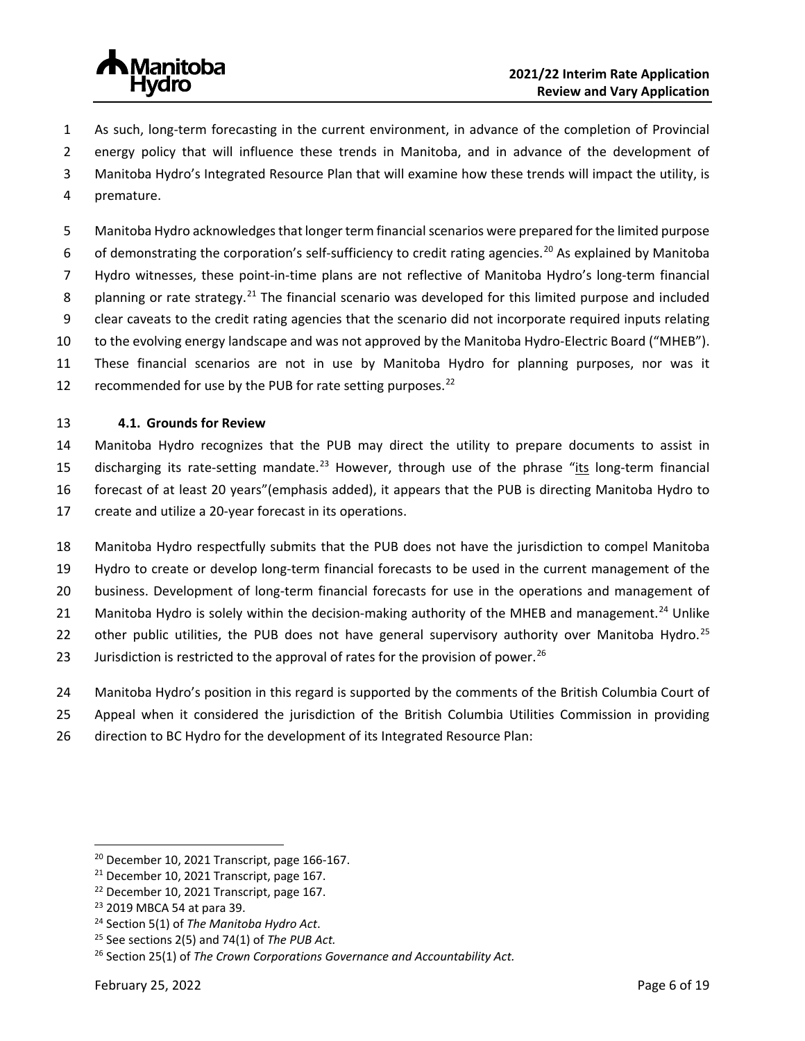As such, long-term forecasting in the current environment, in advance of the completion of Provincial energy policy that will influence these trends in Manitoba, and in advance of the development of Manitoba Hydro's Integrated Resource Plan that will examine how these trends will impact the utility, is premature.

Manitoba Hydro acknowledges that longer term financial scenarios were prepared for the limited purpose of demonstrating the corporation's self-sufficiency to credit rating agencies.[20] As explained by Manitoba Hydro witnesses, these point-in-time plans are not reflective of Manitoba Hydro's long-term financial planning or rate strategy.[21] The financial scenario was developed for this limited purpose and included clear caveats to the credit rating agencies that the scenario did not incorporate required inputs relating to the evolving energy landscape and was not approved by the Manitoba Hydro-Electric Board ("MHEB"). These financial scenarios are not in use by Manitoba Hydro for planning purposes, nor was it recommended for use by the PUB for rate setting purposes.[22]

### 4.1. Grounds for Review

Manitoba Hydro recognizes that the PUB may direct the utility to prepare documents to assist in discharging its rate-setting mandate.[23] However, through use of the phrase "<u>its</u> long-term financial forecast of at least 20 years"(emphasis added), it appears that the PUB is directing Manitoba Hydro to create and utilize a 20-year forecast in its operations.

Manitoba Hydro respectfully submits that the PUB does not have the jurisdiction to compel Manitoba Hydro to create or develop long-term financial forecasts to be used in the current management of the business. Development of long-term financial forecasts for use in the operations and management of Manitoba Hydro is solely within the decision-making authority of the MHEB and management.[24] Unlike other public utilities, the PUB does not have general supervisory authority over Manitoba Hydro.[25] Jurisdiction is restricted to the approval of rates for the provision of power.[26]

Manitoba Hydro's position in this regard is supported by the comments of the British Columbia Court of Appeal when it considered the jurisdiction of the British Columbia Utilities Commission in providing direction to BC Hydro for the development of its Integrated Resource Plan:

---

[20] December 10, 2021 Transcript, page 166-167.

[21] December 10, 2021 Transcript, page 167.

[22] December 10, 2021 Transcript, page 167.

[23] 2019 MBCA 54 at para 39.

[24] Section 5(1) of *The Manitoba Hydro Act*.

[25] See sections 2(5) and 74(1) of *The PUB Act.*

[26] Section 25(1) of *The Crown Corporations Governance and Accountability Act.*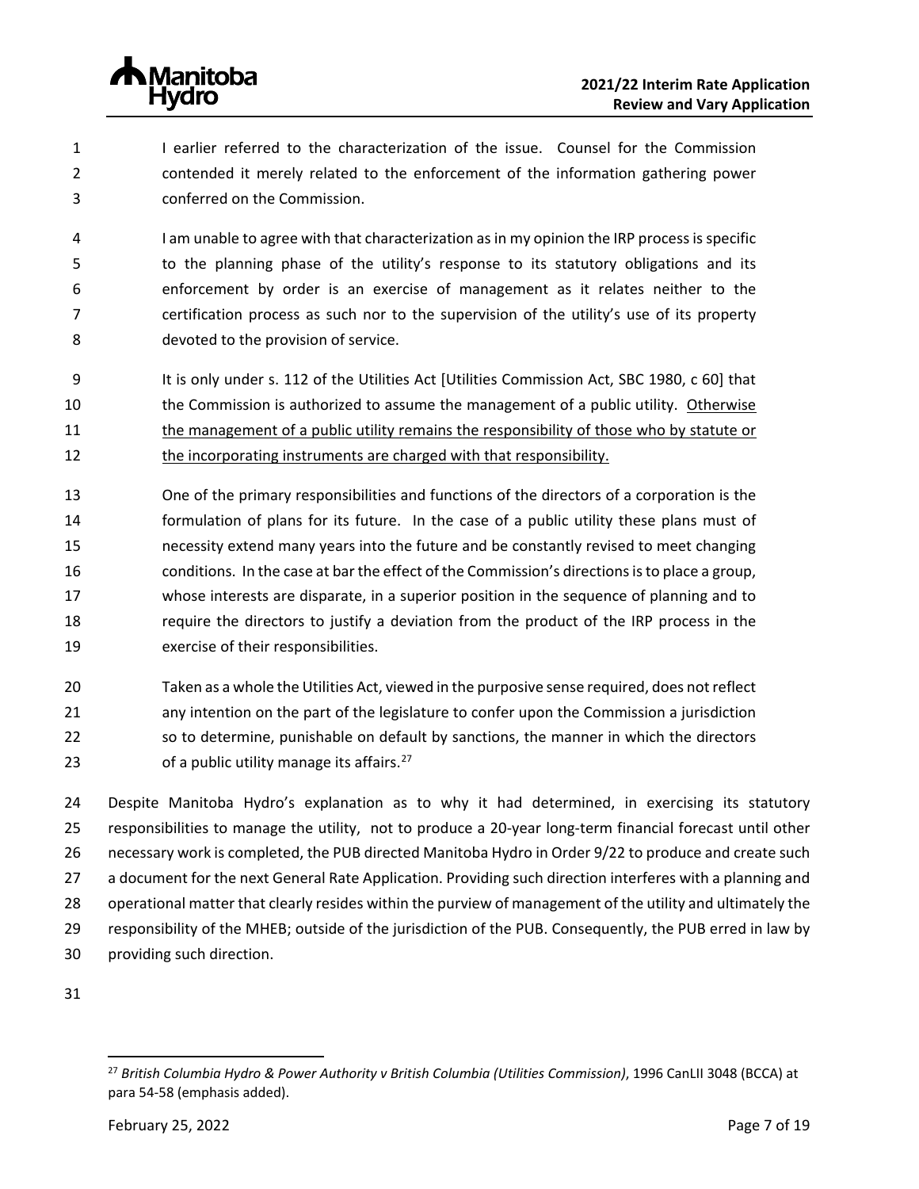> I earlier referred to the characterization of the issue. Counsel for the Commission contended it merely related to the enforcement of the information gathering power conferred on the Commission.
>
> I am unable to agree with that characterization as in my opinion the IRP process is specific to the planning phase of the utility's response to its statutory obligations and its enforcement by order is an exercise of management as it relates neither to the certification process as such nor to the supervision of the utility's use of its property devoted to the provision of service.
>
> It is only under s. 112 of the Utilities Act [Utilities Commission Act, SBC 1980, c 60] that the Commission is authorized to assume the management of a public utility. <u>Otherwise the management of a public utility remains the responsibility of those who by statute or the incorporating instruments are charged with that responsibility.</u>
>
> One of the primary responsibilities and functions of the directors of a corporation is the formulation of plans for its future. In the case of a public utility these plans must of necessity extend many years into the future and be constantly revised to meet changing conditions. In the case at bar the effect of the Commission's directions is to place a group, whose interests are disparate, in a superior position in the sequence of planning and to require the directors to justify a deviation from the product of the IRP process in the exercise of their responsibilities.
>
> Taken as a whole the Utilities Act, viewed in the purposive sense required, does not reflect any intention on the part of the legislature to confer upon the Commission a jurisdiction so to determine, punishable on default by sanctions, the manner in which the directors of a public utility manage its affairs.[27]

Despite Manitoba Hydro's explanation as to why it had determined, in exercising its statutory responsibilities to manage the utility, not to produce a 20-year long-term financial forecast until other necessary work is completed, the PUB directed Manitoba Hydro in Order 9/22 to produce and create such a document for the next General Rate Application. Providing such direction interferes with a planning and operational matter that clearly resides within the purview of management of the utility and ultimately the responsibility of the MHEB; outside of the jurisdiction of the PUB. Consequently, the PUB erred in law by providing such direction.

[27] *British Columbia Hydro & Power Authority v British Columbia (Utilities Commission)*, 1996 CanLII 3048 (BCCA) at para 54-58 (emphasis added).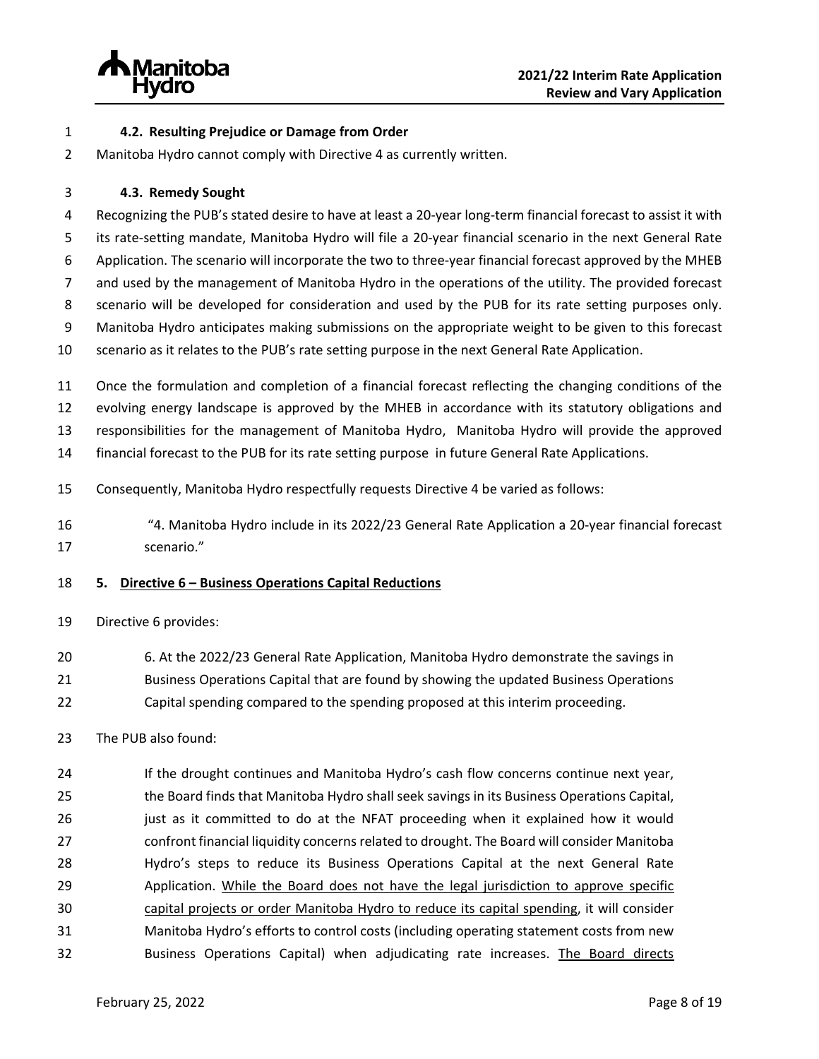### 4.2. Resulting Prejudice or Damage from Order

Manitoba Hydro cannot comply with Directive 4 as currently written.

### 4.3. Remedy Sought

Recognizing the PUB's stated desire to have at least a 20-year long-term financial forecast to assist it with its rate-setting mandate, Manitoba Hydro will file a 20-year financial scenario in the next General Rate Application. The scenario will incorporate the two to three-year financial forecast approved by the MHEB and used by the management of Manitoba Hydro in the operations of the utility. The provided forecast scenario will be developed for consideration and used by the PUB for its rate setting purposes only. Manitoba Hydro anticipates making submissions on the appropriate weight to be given to this forecast scenario as it relates to the PUB's rate setting purpose in the next General Rate Application.

Once the formulation and completion of a financial forecast reflecting the changing conditions of the evolving energy landscape is approved by the MHEB in accordance with its statutory obligations and responsibilities for the management of Manitoba Hydro, Manitoba Hydro will provide the approved financial forecast to the PUB for its rate setting purpose in future General Rate Applications.

Consequently, Manitoba Hydro respectfully requests Directive 4 be varied as follows:

> "4. Manitoba Hydro include in its 2022/23 General Rate Application a 20-year financial forecast scenario."

## 5. Directive 6 – Business Operations Capital Reductions

Directive 6 provides:

> 6. At the 2022/23 General Rate Application, Manitoba Hydro demonstrate the savings in Business Operations Capital that are found by showing the updated Business Operations Capital spending compared to the spending proposed at this interim proceeding.

The PUB also found:

> If the drought continues and Manitoba Hydro's cash flow concerns continue next year, the Board finds that Manitoba Hydro shall seek savings in its Business Operations Capital, just as it committed to do at the NFAT proceeding when it explained how it would confront financial liquidity concerns related to drought. The Board will consider Manitoba Hydro's steps to reduce its Business Operations Capital at the next General Rate Application. <u>While the Board does not have the legal jurisdiction to approve specific capital projects or order Manitoba Hydro to reduce its capital spending</u>, it will consider Manitoba Hydro's efforts to control costs (including operating statement costs from new Business Operations Capital) when adjudicating rate increases. <u>The Board directs</u>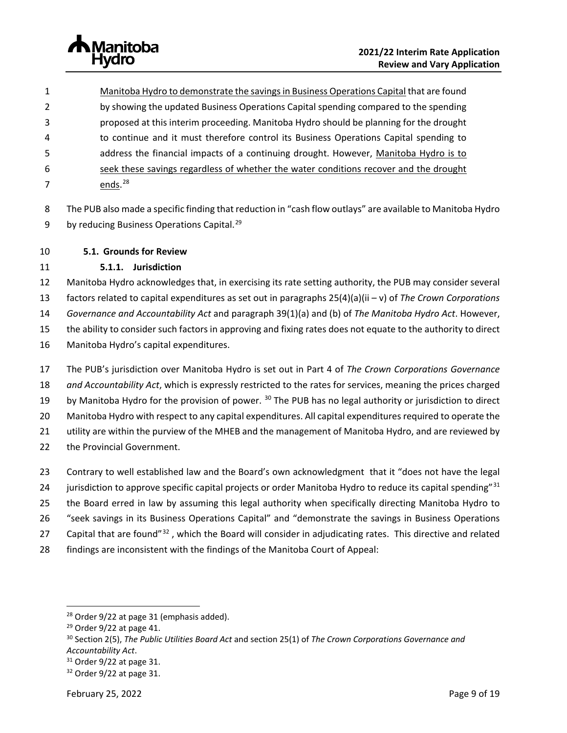Manitoba Hydro to demonstrate the savings in Business Operations Capital that are found by showing the updated Business Operations Capital spending compared to the spending proposed at this interim proceeding. Manitoba Hydro should be planning for the drought to continue and it must therefore control its Business Operations Capital spending to address the financial impacts of a continuing drought. However, Manitoba Hydro is to seek these savings regardless of whether the water conditions recover and the drought ends.[28]

The PUB also made a specific finding that reduction in "cash flow outlays" are available to Manitoba Hydro by reducing Business Operations Capital.[29]

### 5.1. Grounds for Review

#### 5.1.1. Jurisdiction

Manitoba Hydro acknowledges that, in exercising its rate setting authority, the PUB may consider several factors related to capital expenditures as set out in paragraphs 25(4)(a)(ii – v) of *The Crown Corporations Governance and Accountability Act* and paragraph 39(1)(a) and (b) of *The Manitoba Hydro Act*. However, the ability to consider such factors in approving and fixing rates does not equate to the authority to direct Manitoba Hydro's capital expenditures.

The PUB's jurisdiction over Manitoba Hydro is set out in Part 4 of *The Crown Corporations Governance and Accountability Act*, which is expressly restricted to the rates for services, meaning the prices charged by Manitoba Hydro for the provision of power. [30] The PUB has no legal authority or jurisdiction to direct Manitoba Hydro with respect to any capital expenditures. All capital expenditures required to operate the utility are within the purview of the MHEB and the management of Manitoba Hydro, and are reviewed by the Provincial Government.

Contrary to well established law and the Board's own acknowledgment that it "does not have the legal jurisdiction to approve specific capital projects or order Manitoba Hydro to reduce its capital spending"[31] the Board erred in law by assuming this legal authority when specifically directing Manitoba Hydro to "seek savings in its Business Operations Capital" and "demonstrate the savings in Business Operations Capital that are found"[32] , which the Board will consider in adjudicating rates. This directive and related findings are inconsistent with the findings of the Manitoba Court of Appeal:

---

[28] Order 9/22 at page 31 (emphasis added).

[29] Order 9/22 at page 41.

[30] Section 2(5), *The Public Utilities Board Act* and section 25(1) of *The Crown Corporations Governance and Accountability Act*.

[31] Order 9/22 at page 31.

[32] Order 9/22 at page 31.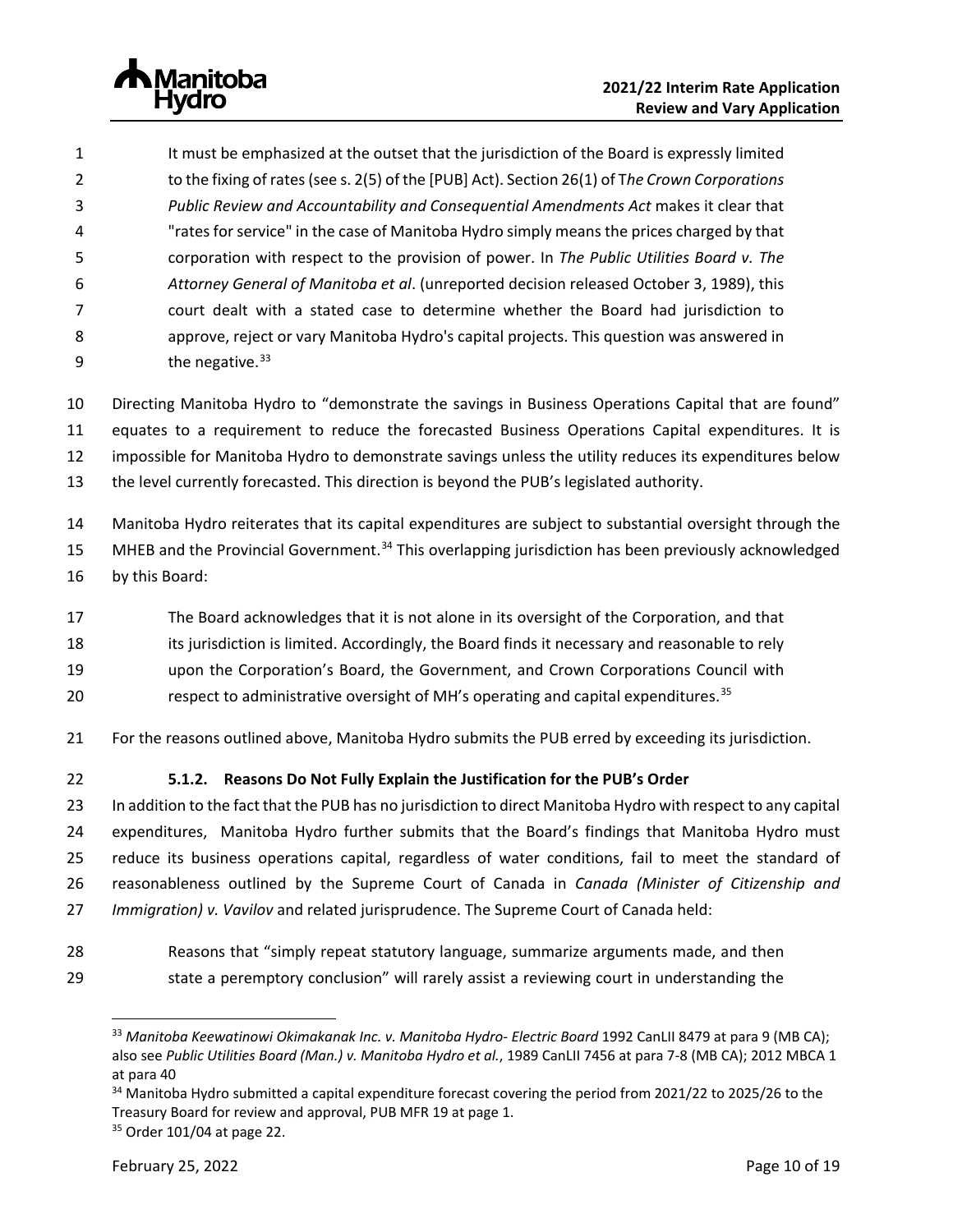> It must be emphasized at the outset that the jurisdiction of the Board is expressly limited to the fixing of rates (see s. 2(5) of the [PUB] Act). Section 26(1) of T*he Crown Corporations Public Review and Accountability and Consequential Amendments Act* makes it clear that "rates for service" in the case of Manitoba Hydro simply means the prices charged by that corporation with respect to the provision of power. In *The Public Utilities Board v. The Attorney General of Manitoba et al*. (unreported decision released October 3, 1989), this court dealt with a stated case to determine whether the Board had jurisdiction to approve, reject or vary Manitoba Hydro's capital projects. This question was answered in the negative.[33]

Directing Manitoba Hydro to "demonstrate the savings in Business Operations Capital that are found" equates to a requirement to reduce the forecasted Business Operations Capital expenditures. It is impossible for Manitoba Hydro to demonstrate savings unless the utility reduces its expenditures below the level currently forecasted. This direction is beyond the PUB's legislated authority.

Manitoba Hydro reiterates that its capital expenditures are subject to substantial oversight through the MHEB and the Provincial Government.[34] This overlapping jurisdiction has been previously acknowledged by this Board:

> The Board acknowledges that it is not alone in its oversight of the Corporation, and that its jurisdiction is limited. Accordingly, the Board finds it necessary and reasonable to rely upon the Corporation's Board, the Government, and Crown Corporations Council with respect to administrative oversight of MH's operating and capital expenditures.[35]

For the reasons outlined above, Manitoba Hydro submits the PUB erred by exceeding its jurisdiction.

#### 5.1.2. Reasons Do Not Fully Explain the Justification for the PUB's Order

In addition to the fact that the PUB has no jurisdiction to direct Manitoba Hydro with respect to any capital expenditures, Manitoba Hydro further submits that the Board's findings that Manitoba Hydro must reduce its business operations capital, regardless of water conditions, fail to meet the standard of reasonableness outlined by the Supreme Court of Canada in *Canada (Minister of Citizenship and Immigration) v. Vavilov* and related jurisprudence. The Supreme Court of Canada held:

> Reasons that "simply repeat statutory language, summarize arguments made, and then state a peremptory conclusion" will rarely assist a reviewing court in understanding the

---

[33] *Manitoba Keewatinowi Okimakanak Inc. v. Manitoba Hydro- Electric Board* 1992 CanLII 8479 at para 9 (MB CA); also see *Public Utilities Board (Man.) v. Manitoba Hydro et al.*, 1989 CanLII 7456 at para 7-8 (MB CA); 2012 MBCA 1 at para 40

[34] Manitoba Hydro submitted a capital expenditure forecast covering the period from 2021/22 to 2025/26 to the Treasury Board for review and approval, PUB MFR 19 at page 1.

[35] Order 101/04 at page 22.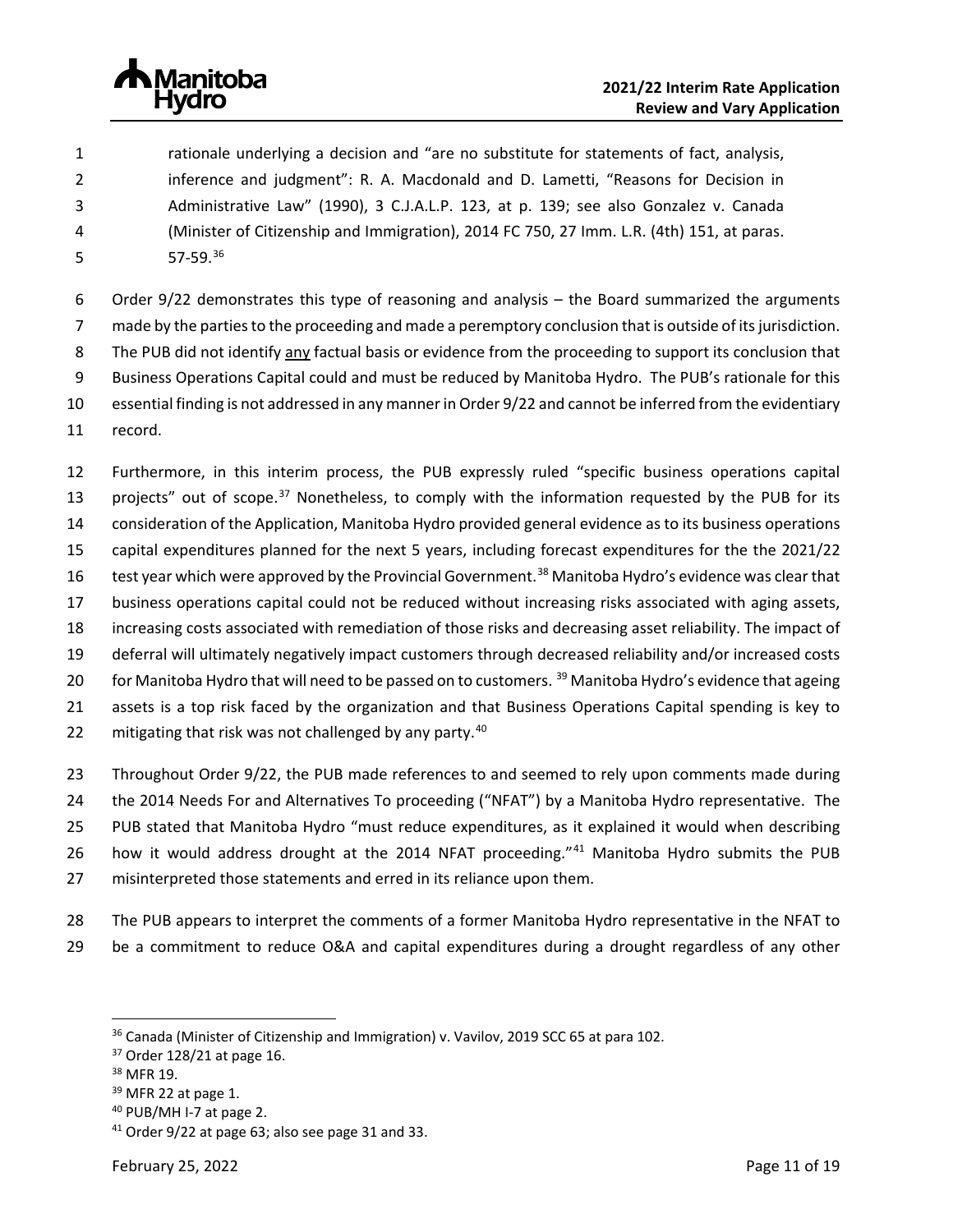rationale underlying a decision and "are no substitute for statements of fact, analysis, inference and judgment": R. A. Macdonald and D. Lametti, "Reasons for Decision in Administrative Law" (1990), 3 C.J.A.L.P. 123, at p. 139; see also Gonzalez v. Canada (Minister of Citizenship and Immigration), 2014 FC 750, 27 Imm. L.R. (4th) 151, at paras. 57-59.[36]

Order 9/22 demonstrates this type of reasoning and analysis – the Board summarized the arguments made by the parties to the proceeding and made a peremptory conclusion that is outside of its jurisdiction. The PUB did not identify any factual basis or evidence from the proceeding to support its conclusion that Business Operations Capital could and must be reduced by Manitoba Hydro. The PUB's rationale for this essential finding is not addressed in any manner in Order 9/22 and cannot be inferred from the evidentiary record.

Furthermore, in this interim process, the PUB expressly ruled "specific business operations capital projects" out of scope.[37] Nonetheless, to comply with the information requested by the PUB for its consideration of the Application, Manitoba Hydro provided general evidence as to its business operations capital expenditures planned for the next 5 years, including forecast expenditures for the the 2021/22 test year which were approved by the Provincial Government.[38] Manitoba Hydro's evidence was clear that business operations capital could not be reduced without increasing risks associated with aging assets, increasing costs associated with remediation of those risks and decreasing asset reliability. The impact of deferral will ultimately negatively impact customers through decreased reliability and/or increased costs for Manitoba Hydro that will need to be passed on to customers. [39] Manitoba Hydro's evidence that ageing assets is a top risk faced by the organization and that Business Operations Capital spending is key to mitigating that risk was not challenged by any party.[40]

Throughout Order 9/22, the PUB made references to and seemed to rely upon comments made during the 2014 Needs For and Alternatives To proceeding ("NFAT") by a Manitoba Hydro representative. The PUB stated that Manitoba Hydro "must reduce expenditures, as it explained it would when describing how it would address drought at the 2014 NFAT proceeding."[41] Manitoba Hydro submits the PUB misinterpreted those statements and erred in its reliance upon them.

The PUB appears to interpret the comments of a former Manitoba Hydro representative in the NFAT to be a commitment to reduce O&A and capital expenditures during a drought regardless of any other

---

[36] Canada (Minister of Citizenship and Immigration) v. Vavilov, 2019 SCC 65 at para 102.

[37] Order 128/21 at page 16.

[38] MFR 19.

[39] MFR 22 at page 1.

[40] PUB/MH I-7 at page 2.

[41] Order 9/22 at page 63; also see page 31 and 33.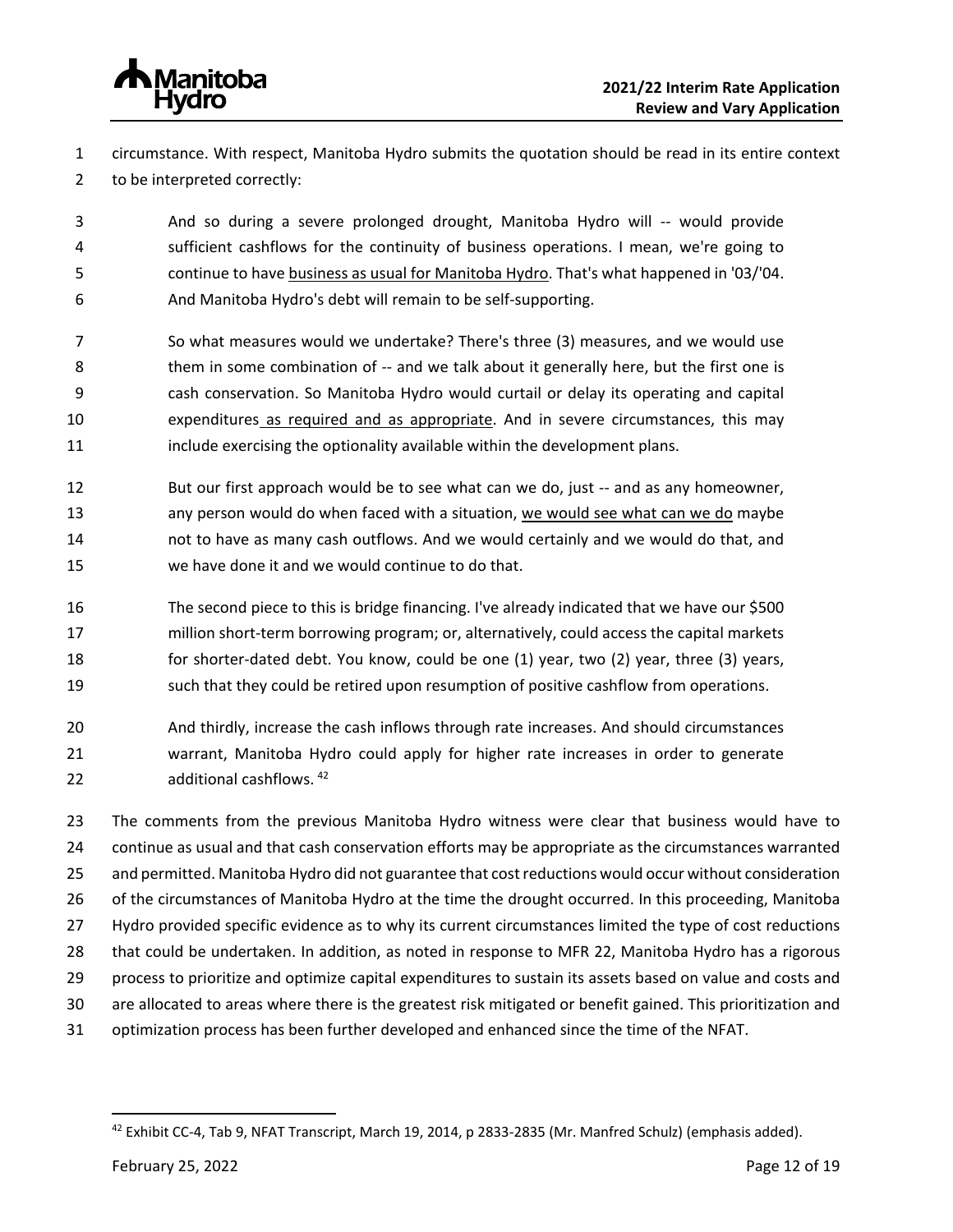circumstance. With respect, Manitoba Hydro submits the quotation should be read in its entire context to be interpreted correctly:

> And so during a severe prolonged drought, Manitoba Hydro will -- would provide sufficient cashflows for the continuity of business operations. I mean, we're going to continue to have <u>business as usual for Manitoba Hydro</u>. That's what happened in '03/'04. And Manitoba Hydro's debt will remain to be self-supporting.
>
> So what measures would we undertake? There's three (3) measures, and we would use them in some combination of -- and we talk about it generally here, but the first one is cash conservation. So Manitoba Hydro would curtail or delay its operating and capital expenditures <u>as required and as appropriate</u>. And in severe circumstances, this may include exercising the optionality available within the development plans.
>
> But our first approach would be to see what can we do, just -- and as any homeowner, any person would do when faced with a situation, <u>we would see what can we do</u> maybe not to have as many cash outflows. And we would certainly and we would do that, and we have done it and we would continue to do that.
>
> The second piece to this is bridge financing. I've already indicated that we have our $500 million short-term borrowing program; or, alternatively, could access the capital markets for shorter-dated debt. You know, could be one (1) year, two (2) year, three (3) years, such that they could be retired upon resumption of positive cashflow from operations.
>
> And thirdly, increase the cash inflows through rate increases. And should circumstances warrant, Manitoba Hydro could apply for higher rate increases in order to generate additional cashflows. [42]

The comments from the previous Manitoba Hydro witness were clear that business would have to continue as usual and that cash conservation efforts may be appropriate as the circumstances warranted and permitted. Manitoba Hydro did not guarantee that cost reductions would occur without consideration of the circumstances of Manitoba Hydro at the time the drought occurred. In this proceeding, Manitoba Hydro provided specific evidence as to why its current circumstances limited the type of cost reductions that could be undertaken. In addition, as noted in response to MFR 22, Manitoba Hydro has a rigorous process to prioritize and optimize capital expenditures to sustain its assets based on value and costs and are allocated to areas where there is the greatest risk mitigated or benefit gained. This prioritization and optimization process has been further developed and enhanced since the time of the NFAT.

---

[42] Exhibit CC-4, Tab 9, NFAT Transcript, March 19, 2014, p 2833-2835 (Mr. Manfred Schulz) (emphasis added).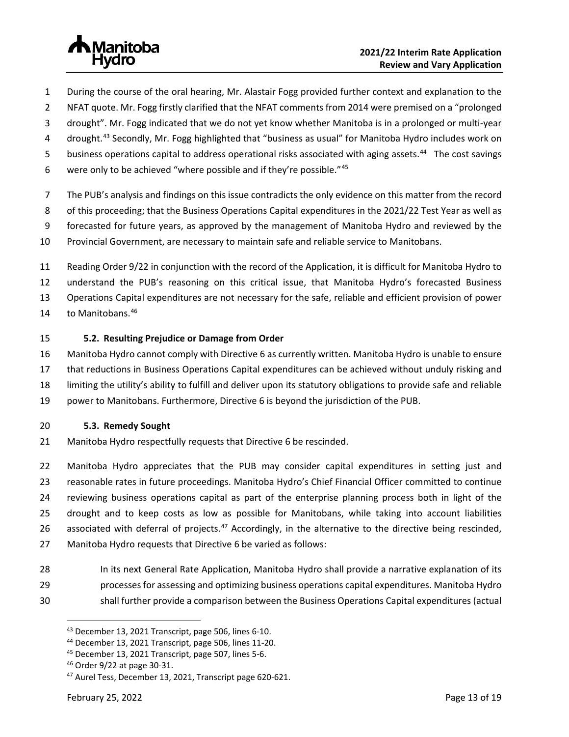During the course of the oral hearing, Mr. Alastair Fogg provided further context and explanation to the NFAT quote. Mr. Fogg firstly clarified that the NFAT comments from 2014 were premised on a "prolonged drought". Mr. Fogg indicated that we do not yet know whether Manitoba is in a prolonged or multi-year drought.[43] Secondly, Mr. Fogg highlighted that "business as usual" for Manitoba Hydro includes work on business operations capital to address operational risks associated with aging assets.[44] The cost savings were only to be achieved "where possible and if they're possible."[45]

The PUB's analysis and findings on this issue contradicts the only evidence on this matter from the record of this proceeding; that the Business Operations Capital expenditures in the 2021/22 Test Year as well as forecasted for future years, as approved by the management of Manitoba Hydro and reviewed by the Provincial Government, are necessary to maintain safe and reliable service to Manitobans.

Reading Order 9/22 in conjunction with the record of the Application, it is difficult for Manitoba Hydro to understand the PUB's reasoning on this critical issue, that Manitoba Hydro's forecasted Business Operations Capital expenditures are not necessary for the safe, reliable and efficient provision of power to Manitobans.[46]

### 5.2. Resulting Prejudice or Damage from Order

Manitoba Hydro cannot comply with Directive 6 as currently written. Manitoba Hydro is unable to ensure that reductions in Business Operations Capital expenditures can be achieved without unduly risking and limiting the utility's ability to fulfill and deliver upon its statutory obligations to provide safe and reliable power to Manitobans. Furthermore, Directive 6 is beyond the jurisdiction of the PUB.

### 5.3. Remedy Sought

Manitoba Hydro respectfully requests that Directive 6 be rescinded.

Manitoba Hydro appreciates that the PUB may consider capital expenditures in setting just and reasonable rates in future proceedings. Manitoba Hydro's Chief Financial Officer committed to continue reviewing business operations capital as part of the enterprise planning process both in light of the drought and to keep costs as low as possible for Manitobans, while taking into account liabilities associated with deferral of projects.[47] Accordingly, in the alternative to the directive being rescinded, Manitoba Hydro requests that Directive 6 be varied as follows:

> In its next General Rate Application, Manitoba Hydro shall provide a narrative explanation of its processes for assessing and optimizing business operations capital expenditures. Manitoba Hydro shall further provide a comparison between the Business Operations Capital expenditures (actual

---

[43] December 13, 2021 Transcript, page 506, lines 6-10.

[44] December 13, 2021 Transcript, page 506, lines 11-20.

[45] December 13, 2021 Transcript, page 507, lines 5-6.

[46] Order 9/22 at page 30-31.

[47] Aurel Tess, December 13, 2021, Transcript page 620-621.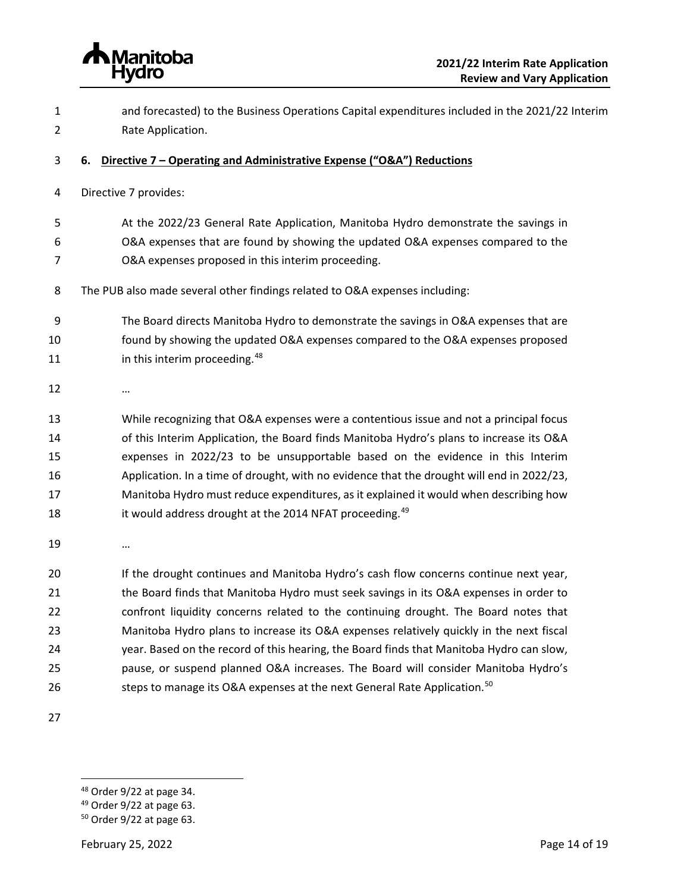and forecasted) to the Business Operations Capital expenditures included in the 2021/22 Interim Rate Application.

## 6. Directive 7 – Operating and Administrative Expense ("O&A") Reductions

Directive 7 provides:

> At the 2022/23 General Rate Application, Manitoba Hydro demonstrate the savings in O&A expenses that are found by showing the updated O&A expenses compared to the O&A expenses proposed in this interim proceeding.

The PUB also made several other findings related to O&A expenses including:

> The Board directs Manitoba Hydro to demonstrate the savings in O&A expenses that are found by showing the updated O&A expenses compared to the O&A expenses proposed in this interim proceeding.[48]
>
> …
>
> While recognizing that O&A expenses were a contentious issue and not a principal focus of this Interim Application, the Board finds Manitoba Hydro's plans to increase its O&A expenses in 2022/23 to be unsupportable based on the evidence in this Interim Application. In a time of drought, with no evidence that the drought will end in 2022/23, Manitoba Hydro must reduce expenditures, as it explained it would when describing how it would address drought at the 2014 NFAT proceeding.[49]
>
> …
>
> If the drought continues and Manitoba Hydro's cash flow concerns continue next year, the Board finds that Manitoba Hydro must seek savings in its O&A expenses in order to confront liquidity concerns related to the continuing drought. The Board notes that Manitoba Hydro plans to increase its O&A expenses relatively quickly in the next fiscal year. Based on the record of this hearing, the Board finds that Manitoba Hydro can slow, pause, or suspend planned O&A increases. The Board will consider Manitoba Hydro's steps to manage its O&A expenses at the next General Rate Application.[50]

---

[48] Order 9/22 at page 34.

[49] Order 9/22 at page 63.

[50] Order 9/22 at page 63.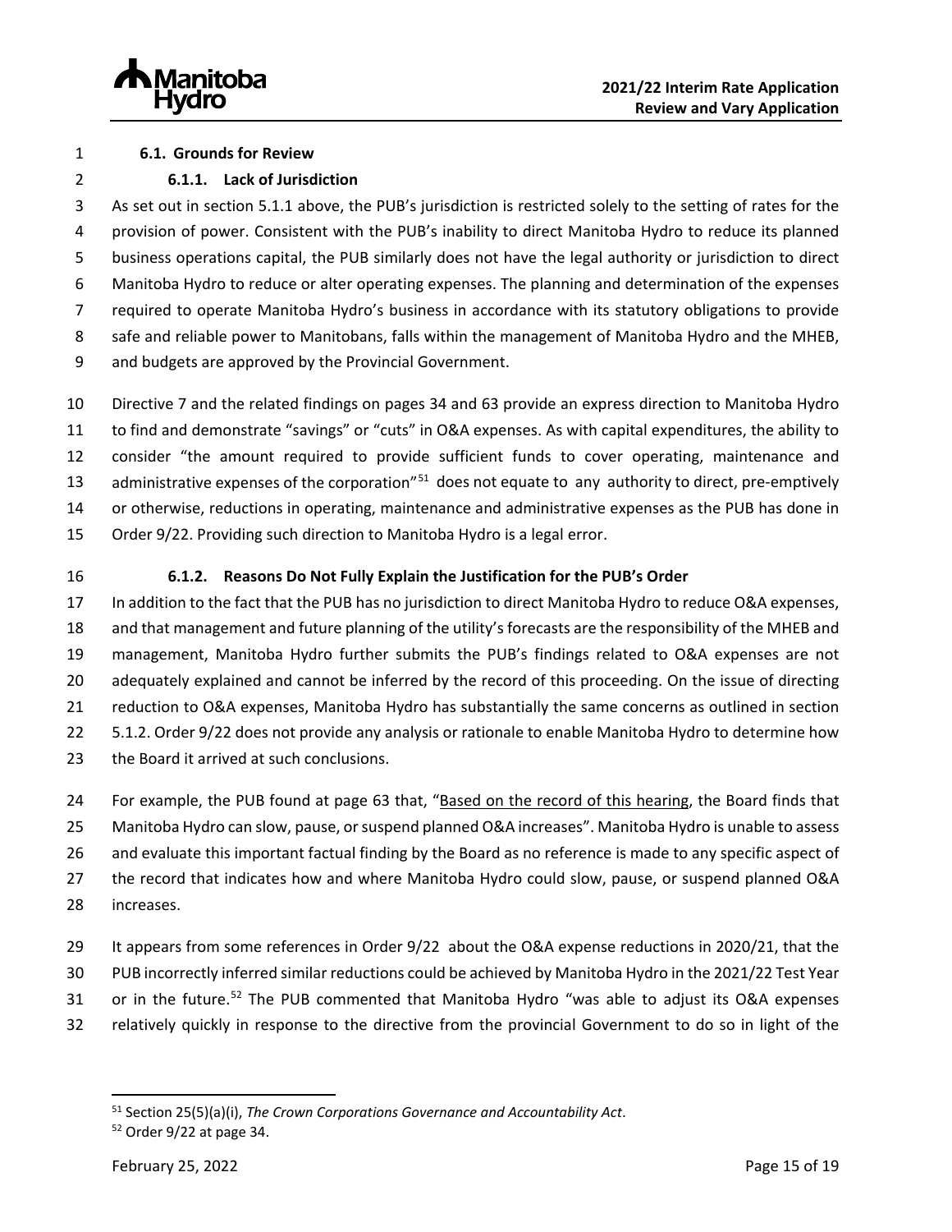### 6.1. Grounds for Review

#### 6.1.1. Lack of Jurisdiction

As set out in section 5.1.1 above, the PUB's jurisdiction is restricted solely to the setting of rates for the provision of power. Consistent with the PUB's inability to direct Manitoba Hydro to reduce its planned business operations capital, the PUB similarly does not have the legal authority or jurisdiction to direct Manitoba Hydro to reduce or alter operating expenses. The planning and determination of the expenses required to operate Manitoba Hydro's business in accordance with its statutory obligations to provide safe and reliable power to Manitobans, falls within the management of Manitoba Hydro and the MHEB, and budgets are approved by the Provincial Government.

Directive 7 and the related findings on pages 34 and 63 provide an express direction to Manitoba Hydro to find and demonstrate "savings" or "cuts" in O&A expenses. As with capital expenditures, the ability to consider "the amount required to provide sufficient funds to cover operating, maintenance and administrative expenses of the corporation"[51] does not equate to any authority to direct, pre-emptively or otherwise, reductions in operating, maintenance and administrative expenses as the PUB has done in Order 9/22. Providing such direction to Manitoba Hydro is a legal error.

#### 6.1.2. Reasons Do Not Fully Explain the Justification for the PUB's Order

In addition to the fact that the PUB has no jurisdiction to direct Manitoba Hydro to reduce O&A expenses, and that management and future planning of the utility's forecasts are the responsibility of the MHEB and management, Manitoba Hydro further submits the PUB's findings related to O&A expenses are not adequately explained and cannot be inferred by the record of this proceeding. On the issue of directing reduction to O&A expenses, Manitoba Hydro has substantially the same concerns as outlined in section 5.1.2. Order 9/22 does not provide any analysis or rationale to enable Manitoba Hydro to determine how the Board it arrived at such conclusions.

For example, the PUB found at page 63 that, "Based on the record of this hearing, the Board finds that Manitoba Hydro can slow, pause, or suspend planned O&A increases". Manitoba Hydro is unable to assess and evaluate this important factual finding by the Board as no reference is made to any specific aspect of the record that indicates how and where Manitoba Hydro could slow, pause, or suspend planned O&A increases.

It appears from some references in Order 9/22 about the O&A expense reductions in 2020/21, that the PUB incorrectly inferred similar reductions could be achieved by Manitoba Hydro in the 2021/22 Test Year or in the future.[52] The PUB commented that Manitoba Hydro "was able to adjust its O&A expenses relatively quickly in response to the directive from the provincial Government to do so in light of the

---

[51] Section 25(5)(a)(i), *The Crown Corporations Governance and Accountability Act*.

[52] Order 9/22 at page 34.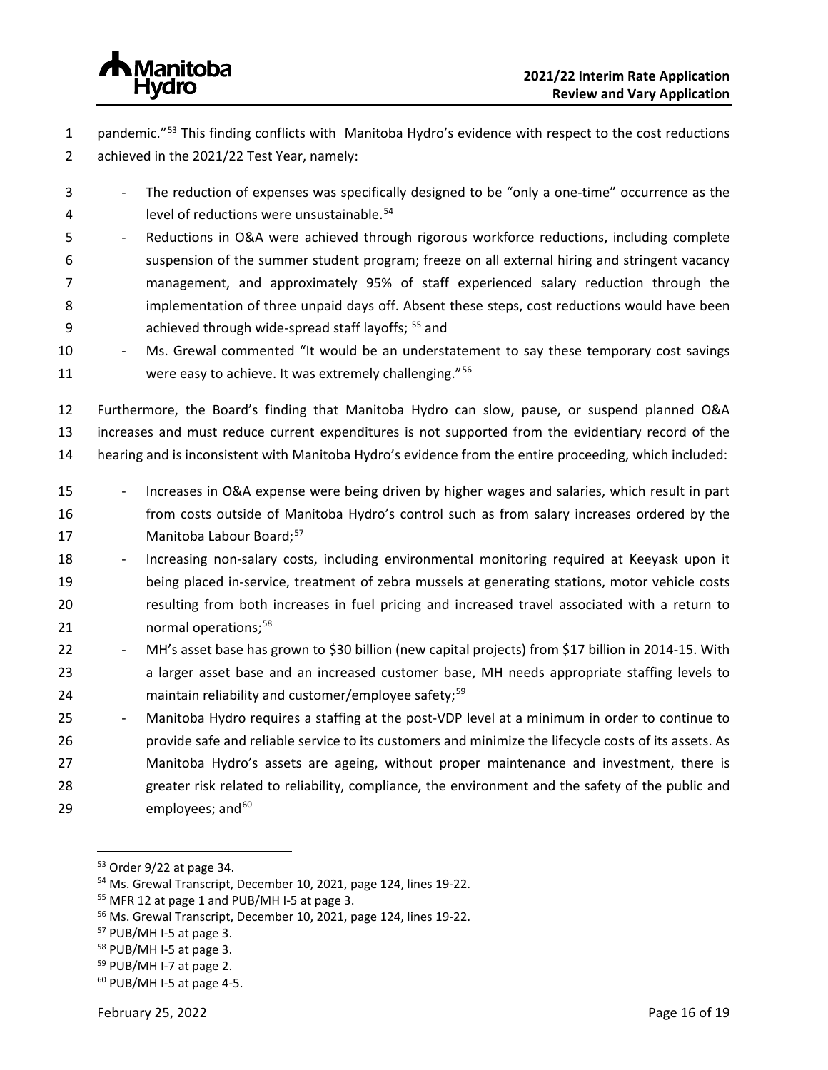pandemic."[53] This finding conflicts with Manitoba Hydro's evidence with respect to the cost reductions achieved in the 2021/22 Test Year, namely:

- The reduction of expenses was specifically designed to be "only a one-time" occurrence as the level of reductions were unsustainable.[54]
- Reductions in O&A were achieved through rigorous workforce reductions, including complete suspension of the summer student program; freeze on all external hiring and stringent vacancy management, and approximately 95% of staff experienced salary reduction through the implementation of three unpaid days off. Absent these steps, cost reductions would have been achieved through wide-spread staff layoffs; [55] and
- Ms. Grewal commented "It would be an understatement to say these temporary cost savings were easy to achieve. It was extremely challenging."[56]

Furthermore, the Board's finding that Manitoba Hydro can slow, pause, or suspend planned O&A increases and must reduce current expenditures is not supported from the evidentiary record of the hearing and is inconsistent with Manitoba Hydro's evidence from the entire proceeding, which included:

- Increases in O&A expense were being driven by higher wages and salaries, which result in part from costs outside of Manitoba Hydro's control such as from salary increases ordered by the Manitoba Labour Board;[57]
- Increasing non-salary costs, including environmental monitoring required at Keeyask upon it being placed in-service, treatment of zebra mussels at generating stations, motor vehicle costs resulting from both increases in fuel pricing and increased travel associated with a return to normal operations;[58]
- MH's asset base has grown to $30 billion (new capital projects) from $17 billion in 2014-15. With a larger asset base and an increased customer base, MH needs appropriate staffing levels to maintain reliability and customer/employee safety;[59]
- Manitoba Hydro requires a staffing at the post-VDP level at a minimum in order to continue to provide safe and reliable service to its customers and minimize the lifecycle costs of its assets. As Manitoba Hydro's assets are ageing, without proper maintenance and investment, there is greater risk related to reliability, compliance, the environment and the safety of the public and employees; and[60]

---

[53] Order 9/22 at page 34.
[54] Ms. Grewal Transcript, December 10, 2021, page 124, lines 19-22.
[55] MFR 12 at page 1 and PUB/MH I-5 at page 3.
[56] Ms. Grewal Transcript, December 10, 2021, page 124, lines 19-22.
[57] PUB/MH I-5 at page 3.
[58] PUB/MH I-5 at page 3.
[59] PUB/MH I-7 at page 2.
[60] PUB/MH I-5 at page 4-5.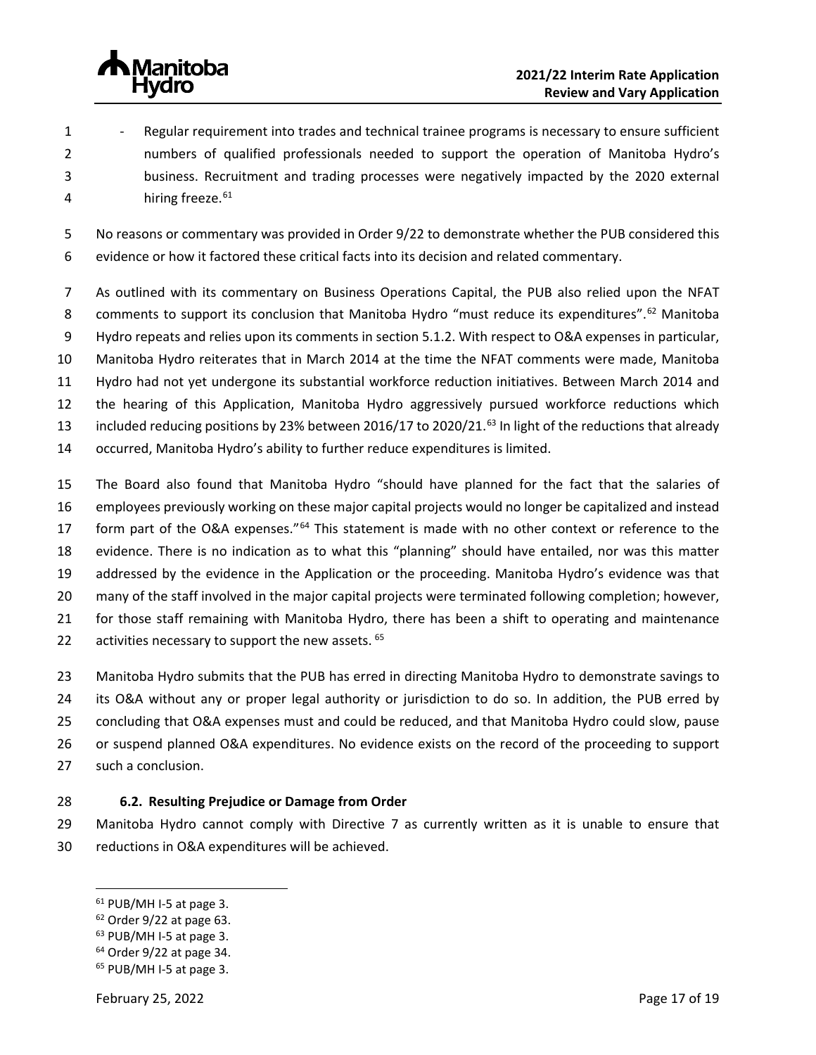- Regular requirement into trades and technical trainee programs is necessary to ensure sufficient numbers of qualified professionals needed to support the operation of Manitoba Hydro's business. Recruitment and trading processes were negatively impacted by the 2020 external hiring freeze.[61]

No reasons or commentary was provided in Order 9/22 to demonstrate whether the PUB considered this evidence or how it factored these critical facts into its decision and related commentary.

As outlined with its commentary on Business Operations Capital, the PUB also relied upon the NFAT comments to support its conclusion that Manitoba Hydro "must reduce its expenditures".[62] Manitoba Hydro repeats and relies upon its comments in section 5.1.2. With respect to O&A expenses in particular, Manitoba Hydro reiterates that in March 2014 at the time the NFAT comments were made, Manitoba Hydro had not yet undergone its substantial workforce reduction initiatives. Between March 2014 and the hearing of this Application, Manitoba Hydro aggressively pursued workforce reductions which included reducing positions by 23% between 2016/17 to 2020/21.[63] In light of the reductions that already occurred, Manitoba Hydro's ability to further reduce expenditures is limited.

The Board also found that Manitoba Hydro "should have planned for the fact that the salaries of employees previously working on these major capital projects would no longer be capitalized and instead form part of the O&A expenses."[64] This statement is made with no other context or reference to the evidence. There is no indication as to what this "planning" should have entailed, nor was this matter addressed by the evidence in the Application or the proceeding. Manitoba Hydro's evidence was that many of the staff involved in the major capital projects were terminated following completion; however, for those staff remaining with Manitoba Hydro, there has been a shift to operating and maintenance activities necessary to support the new assets.[65]

Manitoba Hydro submits that the PUB has erred in directing Manitoba Hydro to demonstrate savings to its O&A without any or proper legal authority or jurisdiction to do so. In addition, the PUB erred by concluding that O&A expenses must and could be reduced, and that Manitoba Hydro could slow, pause or suspend planned O&A expenditures. No evidence exists on the record of the proceeding to support such a conclusion.

### 6.2. Resulting Prejudice or Damage from Order

Manitoba Hydro cannot comply with Directive 7 as currently written as it is unable to ensure that reductions in O&A expenditures will be achieved.

---

[61] PUB/MH I-5 at page 3.
[62] Order 9/22 at page 63.
[63] PUB/MH I-5 at page 3.
[64] Order 9/22 at page 34.
[65] PUB/MH I-5 at page 3.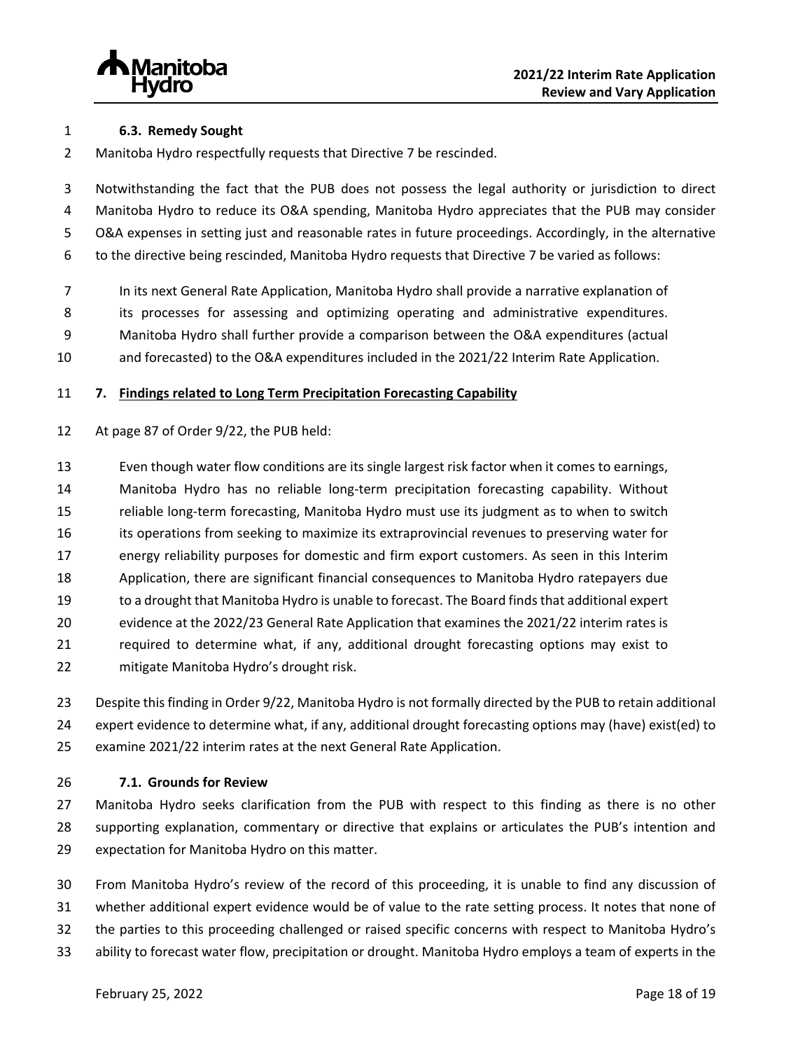### 6.3. Remedy Sought

Manitoba Hydro respectfully requests that Directive 7 be rescinded.

Notwithstanding the fact that the PUB does not possess the legal authority or jurisdiction to direct Manitoba Hydro to reduce its O&A spending, Manitoba Hydro appreciates that the PUB may consider O&A expenses in setting just and reasonable rates in future proceedings. Accordingly, in the alternative to the directive being rescinded, Manitoba Hydro requests that Directive 7 be varied as follows:

> In its next General Rate Application, Manitoba Hydro shall provide a narrative explanation of its processes for assessing and optimizing operating and administrative expenditures. Manitoba Hydro shall further provide a comparison between the O&A expenditures (actual and forecasted) to the O&A expenditures included in the 2021/22 Interim Rate Application.

## 7. Findings related to Long Term Precipitation Forecasting Capability

At page 87 of Order 9/22, the PUB held:

> Even though water flow conditions are its single largest risk factor when it comes to earnings, Manitoba Hydro has no reliable long-term precipitation forecasting capability. Without reliable long-term forecasting, Manitoba Hydro must use its judgment as to when to switch its operations from seeking to maximize its extraprovincial revenues to preserving water for energy reliability purposes for domestic and firm export customers. As seen in this Interim Application, there are significant financial consequences to Manitoba Hydro ratepayers due to a drought that Manitoba Hydro is unable to forecast. The Board finds that additional expert evidence at the 2022/23 General Rate Application that examines the 2021/22 interim rates is required to determine what, if any, additional drought forecasting options may exist to mitigate Manitoba Hydro's drought risk.

Despite this finding in Order 9/22, Manitoba Hydro is not formally directed by the PUB to retain additional expert evidence to determine what, if any, additional drought forecasting options may (have) exist(ed) to examine 2021/22 interim rates at the next General Rate Application.

### 7.1. Grounds for Review

Manitoba Hydro seeks clarification from the PUB with respect to this finding as there is no other supporting explanation, commentary or directive that explains or articulates the PUB's intention and expectation for Manitoba Hydro on this matter.

From Manitoba Hydro's review of the record of this proceeding, it is unable to find any discussion of whether additional expert evidence would be of value to the rate setting process. It notes that none of the parties to this proceeding challenged or raised specific concerns with respect to Manitoba Hydro's ability to forecast water flow, precipitation or drought. Manitoba Hydro employs a team of experts in the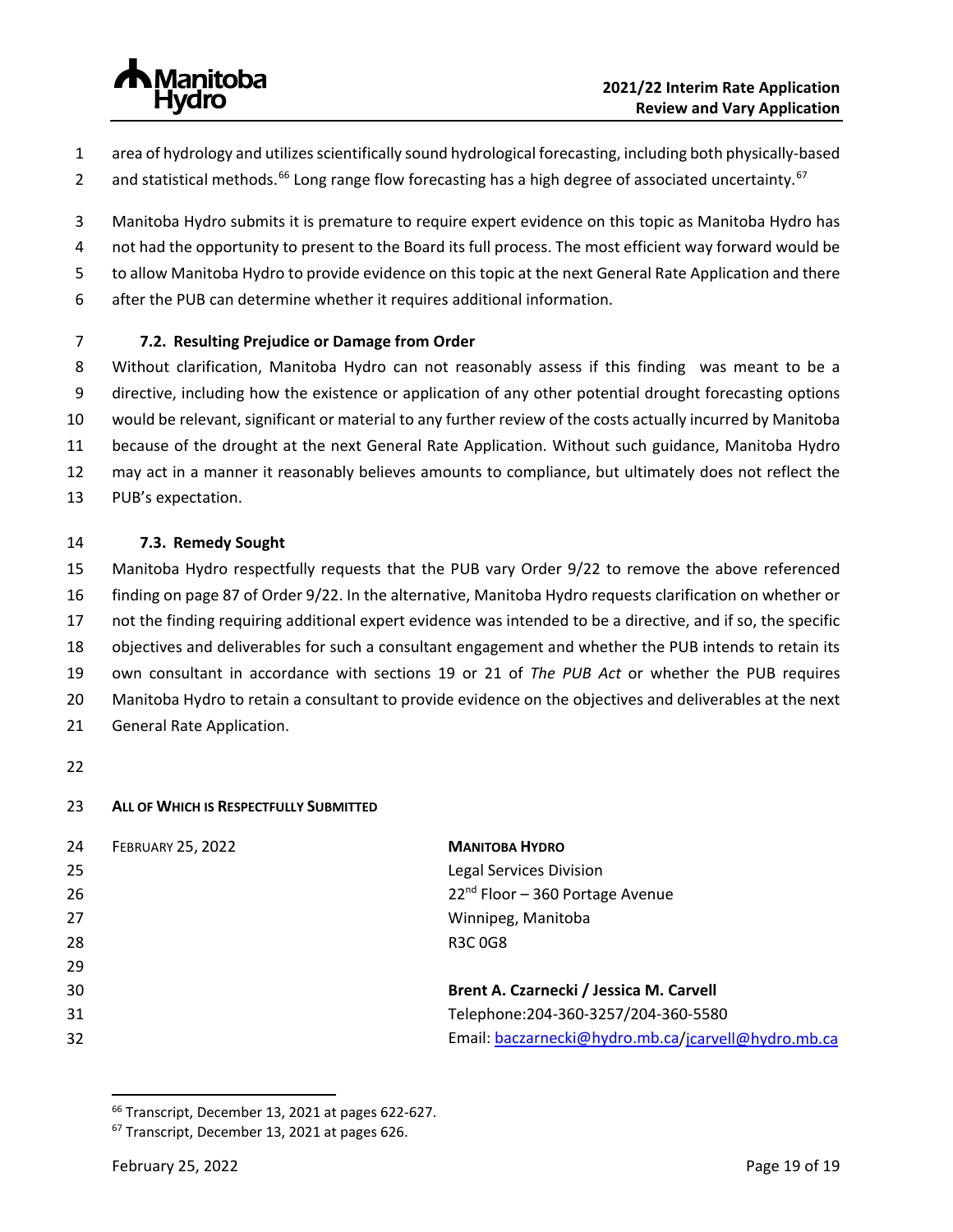area of hydrology and utilizes scientifically sound hydrological forecasting, including both physically-based and statistical methods.[66] Long range flow forecasting has a high degree of associated uncertainty.[67]

Manitoba Hydro submits it is premature to require expert evidence on this topic as Manitoba Hydro has not had the opportunity to present to the Board its full process. The most efficient way forward would be to allow Manitoba Hydro to provide evidence on this topic at the next General Rate Application and there after the PUB can determine whether it requires additional information.

### 7.2. Resulting Prejudice or Damage from Order

Without clarification, Manitoba Hydro can not reasonably assess if this finding was meant to be a directive, including how the existence or application of any other potential drought forecasting options would be relevant, significant or material to any further review of the costs actually incurred by Manitoba because of the drought at the next General Rate Application. Without such guidance, Manitoba Hydro may act in a manner it reasonably believes amounts to compliance, but ultimately does not reflect the PUB's expectation.

### 7.3. Remedy Sought

Manitoba Hydro respectfully requests that the PUB vary Order 9/22 to remove the above referenced finding on page 87 of Order 9/22. In the alternative, Manitoba Hydro requests clarification on whether or not the finding requiring additional expert evidence was intended to be a directive, and if so, the specific objectives and deliverables for such a consultant engagement and whether the PUB intends to retain its own consultant in accordance with sections 19 or 21 of *The PUB Act* or whether the PUB requires Manitoba Hydro to retain a consultant to provide evidence on the objectives and deliverables at the next General Rate Application.

**ALL OF WHICH IS RESPECTFULLY SUBMITTED**

FEBRUARY 25, 2022

**MANITOBA HYDRO**
Legal Services Division
22nd Floor – 360 Portage Avenue
Winnipeg, Manitoba
R3C 0G8

**Brent A. Czarnecki / Jessica M. Carvell**
Telephone:204-360-3257/204-360-5580
Email: baczarnecki@hydro.mb.ca/jcarvell@hydro.mb.ca

---

[66] Transcript, December 13, 2021 at pages 622-627.

[67] Transcript, December 13, 2021 at pages 626.